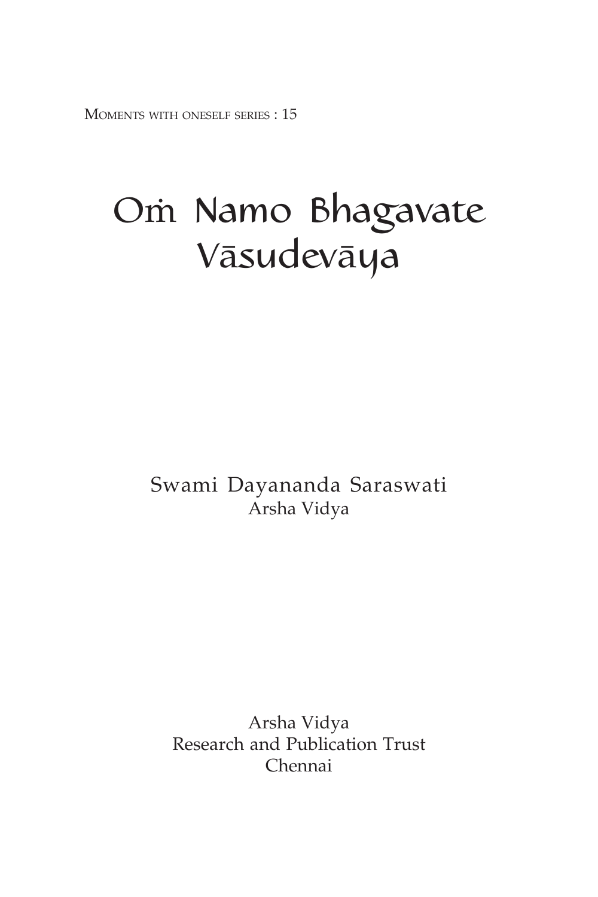Moments with oneself series : 15

# Oṁ Namo Bhagavate Vāsudevāya

Swami Dayananda Saraswati
Arsha Vidya

Arsha Vidya
Research and Publication Trust
Chennai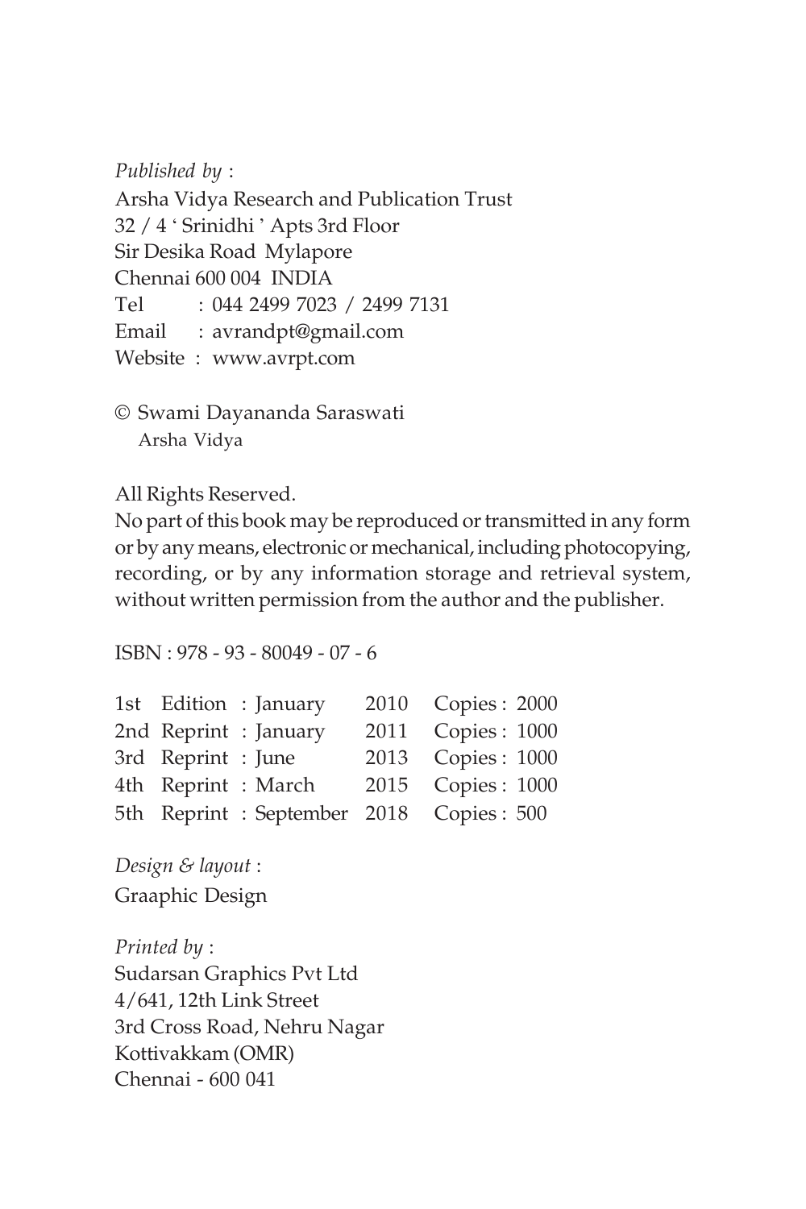*Published by* :
Arsha Vidya Research and Publication Trust
32 / 4 ' Srinidhi ' Apts 3rd Floor
Sir Desika Road Mylapore
Chennai 600 004 INDIA
Tel : 044 2499 7023 / 2499 7131
Email : avrandpt@gmail.com
Website : www.avrpt.com

© Swami Dayananda Saraswati
Arsha Vidya

All Rights Reserved.
No part of this book may be reproduced or transmitted in any form or by any means, electronic or mechanical, including photocopying, recording, or by any information storage and retrieval system, without written permission from the author and the publisher.

ISBN : 978 - 93 - 80049 - 07 - 6

| | | | | |
|---|---|---|---|---|
| 1st | Edition | : January | 2010 | Copies : 2000 |
| 2nd | Reprint | : January | 2011 | Copies : 1000 |
| 3rd | Reprint | : June | 2013 | Copies : 1000 |
| 4th | Reprint | : March | 2015 | Copies : 1000 |
| 5th | Reprint | : September | 2018 | Copies : 500 |

*Design & layout* :
Graaphic Design

*Printed by* :
Sudarsan Graphics Pvt Ltd
4/641, 12th Link Street
3rd Cross Road, Nehru Nagar
Kottivakkam (OMR)
Chennai - 600 041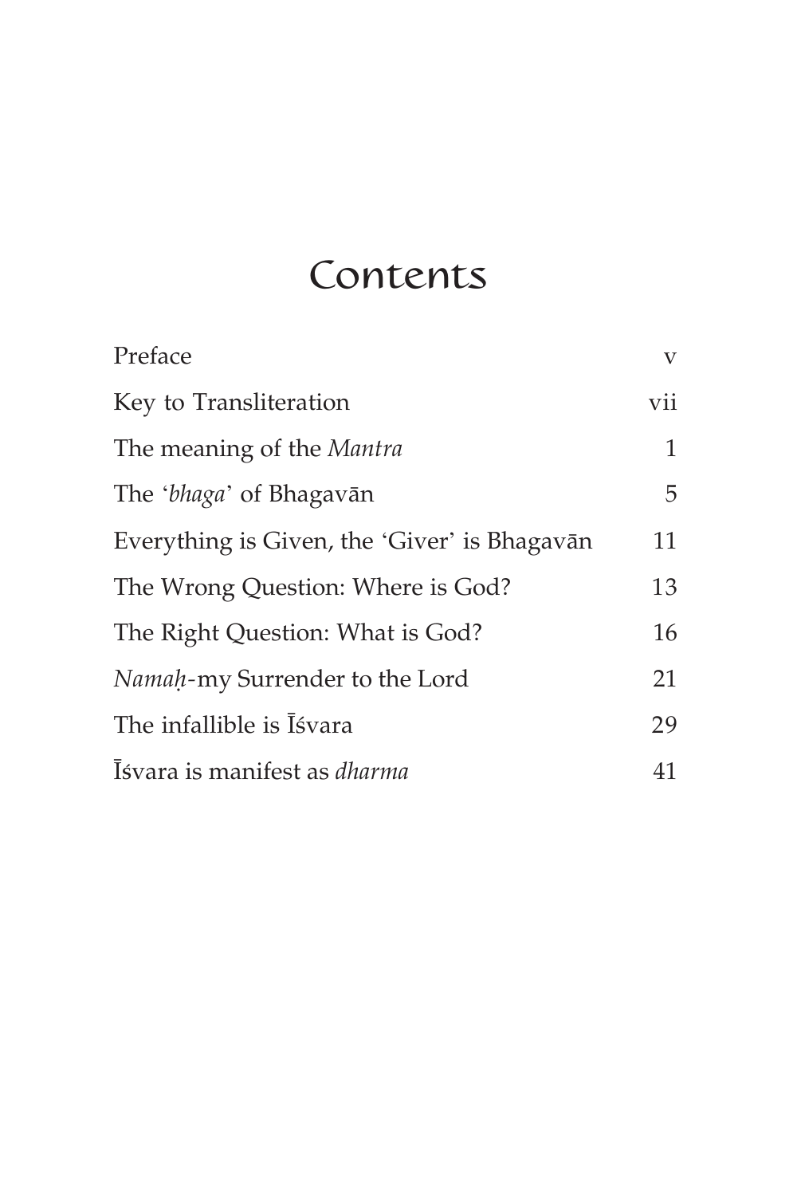# Contents

| | |
|---|---|
| Preface | v |
| Key to Transliteration | vii |
| The meaning of the *Mantra* | 1 |
| The '*bhaga*' of Bhagavān | 5 |
| Everything is Given, the 'Giver' is Bhagavān | 11 |
| The Wrong Question: Where is God? | 13 |
| The Right Question: What is God? | 16 |
| *Namaḥ*-my Surrender to the Lord | 21 |
| The infallible is Īśvara | 29 |
| Īśvara is manifest as *dharma* | 41 |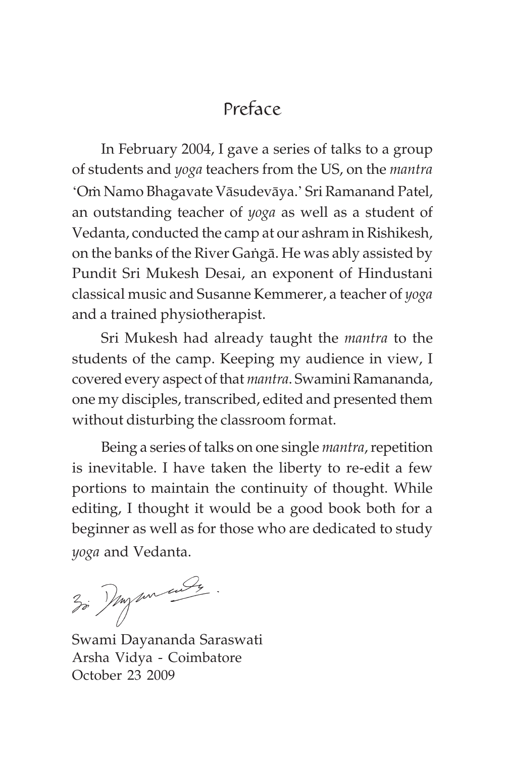# Preface

In February 2004, I gave a series of talks to a group of students and *yoga* teachers from the US, on the *mantra* 'Oṁ Namo Bhagavate Vāsudevāya.' Sri Ramanand Patel, an outstanding teacher of *yoga* as well as a student of Vedanta, conducted the camp at our ashram in Rishikesh, on the banks of the River Gaṅgā. He was ably assisted by Pundit Sri Mukesh Desai, an exponent of Hindustani classical music and Susanne Kemmerer, a teacher of *yoga* and a trained physiotherapist.

Sri Mukesh had already taught the *mantra* to the students of the camp. Keeping my audience in view, I covered every aspect of that *mantra*. Swamini Ramananda, one my disciples, transcribed, edited and presented them without disturbing the classroom format.

Being a series of talks on one single *mantra*, repetition is inevitable. I have taken the liberty to re-edit a few portions to maintain the continuity of thought. While editing, I thought it would be a good book both for a beginner as well as for those who are dedicated to study *yoga* and Vedanta.

Swami Dayananda Saraswati
Arsha Vidya - Coimbatore
October 23 2009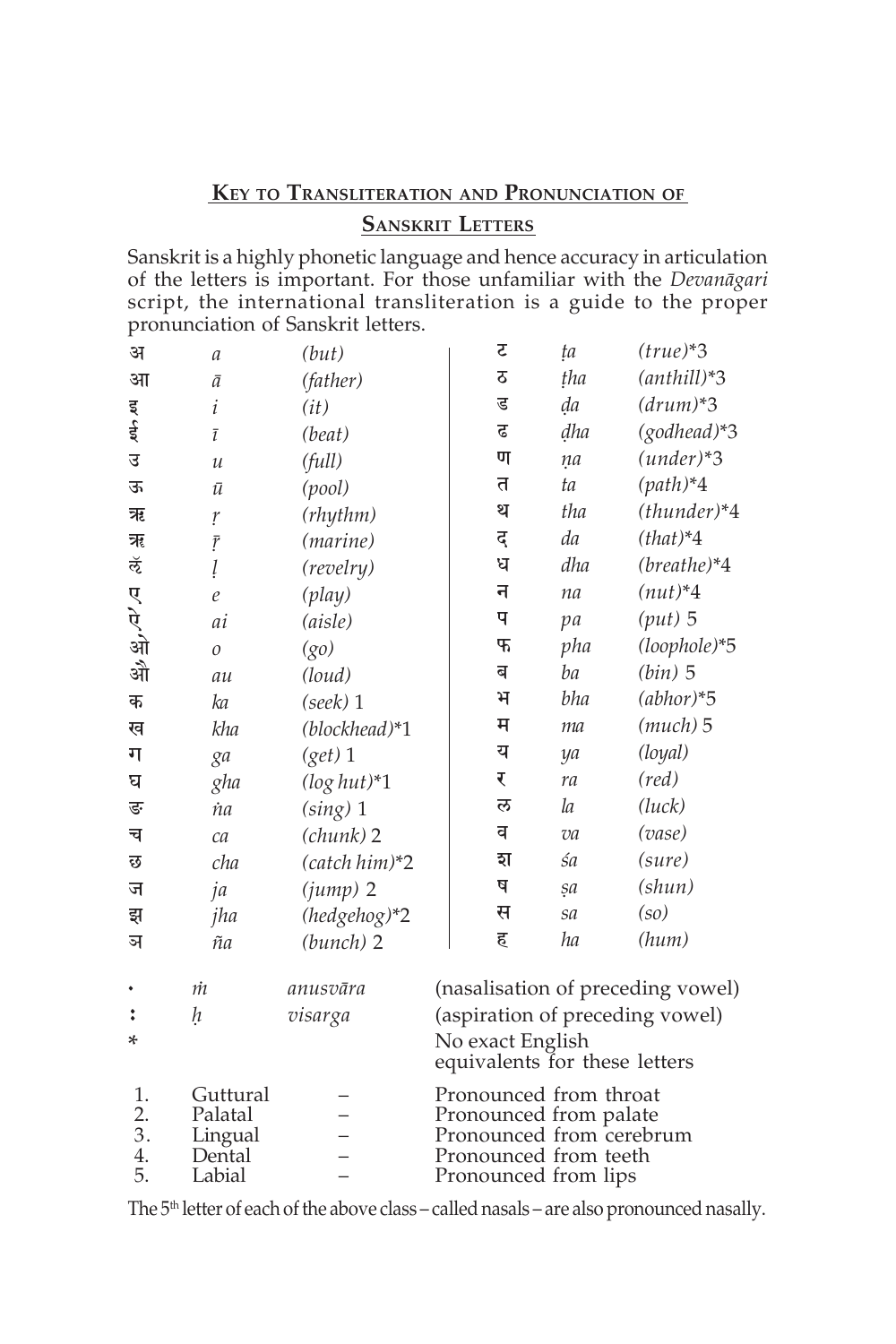## **Key to Transliteration and Pronunciation of Sanskrit Letters**

Sanskrit is a highly phonetic language and hence accuracy in articulation of the letters is important. For those unfamiliar with the *Devanāgari* script, the international transliteration is a guide to the proper pronunciation of Sanskrit letters.

| | | | | | |
|---|---|---|---|---|---|
| अ | *a* | *(but)* | ट | *ṭa* | *(true)*\*3 |
| आ | *ā* | *(father)* | ठ | *ṭha* | *(anthill)*\*3 |
| इ | *i* | *(it)* | ड | *ḍa* | *(drum)*\*3 |
| ई | *ī* | *(beat)* | ढ | *ḍha* | *(godhead)*\*3 |
| उ | *u* | *(full)* | ण | *ṇa* | *(under)*\*3 |
| ऊ | *ū* | *(pool)* | त | *ta* | *(path)*\*4 |
| ऋ | *ṛ* | *(rhythm)* | थ | *tha* | *(thunder)*\*4 |
| ॠ | *ṝ* | *(marine)* | द | *da* | *(that)*\*4 |
| ऌ | *ḷ* | *(revelry)* | ध | *dha* | *(breathe)*\*4 |
| ए | *e* | *(play)* | न | *na* | *(nut)*\*4 |
| ऐ | *ai* | *(aisle)* | प | *pa* | *(put)* 5 |
| ओ | *o* | *(go)* | फ | *pha* | *(loophole)*\*5 |
| औ | *au* | *(loud)* | ब | *ba* | *(bin)* 5 |
| क | *ka* | *(seek)* 1 | भ | *bha* | *(abhor)*\*5 |
| ख | *kha* | *(blockhead)*\*1 | म | *ma* | *(much)* 5 |
| ग | *ga* | *(get)* 1 | य | *ya* | *(loyal)* |
| घ | *gha* | *(log hut)*\*1 | र | *ra* | *(red)* |
| ङ | *ṅa* | *(sing)* 1 | ल | *la* | *(luck)* |
| च | *ca* | *(chunk)* 2 | व | *va* | *(vase)* |
| छ | *cha* | *(catch him)*\*2 | श | *śa* | *(sure)* |
| ज | *ja* | *(jump)* 2 | ष | *ṣa* | *(shun)* |
| झ | *jha* | *(hedgehog)*\*2 | स | *sa* | *(so)* |
| ञ | *ña* | *(bunch)* 2 | ह | *ha* | *(hum)* |

| | | | |
|---|---|---|---|
| ं | *ṁ* | *anusvāra* | (nasalisation of preceding vowel) |
| ः | *ḥ* | *visarga* | (aspiration of preceding vowel) |
| * | | | No exact English equivalents for these letters |

| | | | |
|---|---|---|---|
| 1. | Guttural | – | Pronounced from throat |
| 2. | Palatal | – | Pronounced from palate |
| 3. | Lingual | – | Pronounced from cerebrum |
| 4. | Dental | – | Pronounced from teeth |
| 5. | Labial | – | Pronounced from lips |

The 5th letter of each of the above class – called nasals – are also pronounced nasally.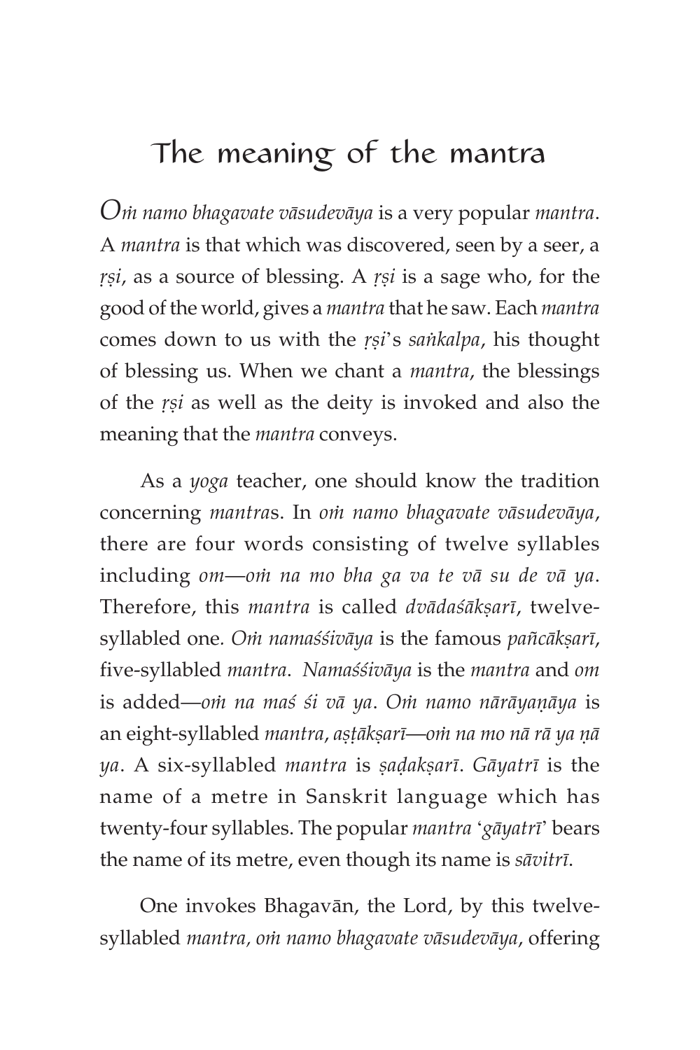# The meaning of the mantra

*Oṁ namo bhagavate vāsudevāya* is a very popular *mantra*. A *mantra* is that which was discovered, seen by a seer, a *ṛṣi*, as a source of blessing. A *ṛṣi* is a sage who, for the good of the world, gives a *mantra* that he saw. Each *mantra* comes down to us with the *ṛṣi*'s *saṅkalpa*, his thought of blessing us. When we chant a *mantra*, the blessings of the *ṛṣi* as well as the deity is invoked and also the meaning that the *mantra* conveys.

As a *yoga* teacher, one should know the tradition concerning *mantra*s. In *oṁ namo bhagavate vāsudevāya*, there are four words consisting of twelve syllables including *om*—*oṁ na mo bha ga va te vā su de vā ya*. Therefore, this *mantra* is called *dvādaśākṣarī*, twelve-syllabled one. *Oṁ namaśśivāya* is the famous *pañcākṣarī*, five-syllabled *mantra*. *Namaśśivāya* is the *mantra* and *om* is added—*oṁ na maś śi vā ya*. *Oṁ namo nārāyaṇāya* is an eight-syllabled *mantra*, *aṣṭākṣarī*—*oṁ na mo nā rā ya ṇā ya*. A six-syllabled *mantra* is *ṣaḍakṣarī*. *Gāyatrī* is the name of a metre in Sanskrit language which has twenty-four syllables. The popular *mantra* '*gāyatrī*' bears the name of its metre, even though its name is *sāvitrī*.

One invokes Bhagavān, the Lord, by this twelve-syllabled *mantra, oṁ namo bhagavate vāsudevāya*, offering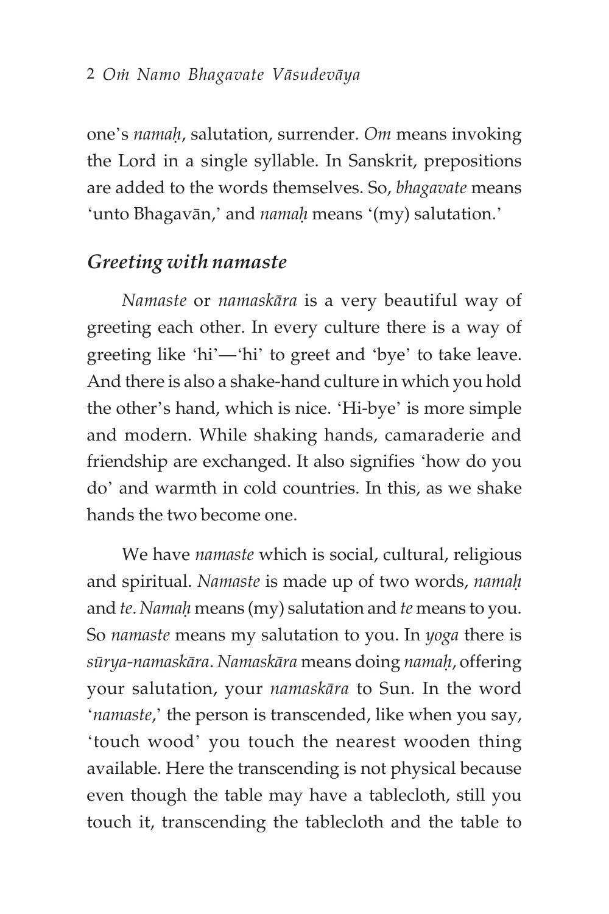one's *namaḥ*, salutation, surrender. *Om* means invoking the Lord in a single syllable. In Sanskrit, prepositions are added to the words themselves. So, *bhagavate* means 'unto Bhagavān,' and *namaḥ* means '(my) salutation.'

## *Greeting with namaste*

*Namaste* or *namaskāra* is a very beautiful way of greeting each other. In every culture there is a way of greeting like 'hi'—'hi' to greet and 'bye' to take leave. And there is also a shake-hand culture in which you hold the other's hand, which is nice. 'Hi-bye' is more simple and modern. While shaking hands, camaraderie and friendship are exchanged. It also signifies 'how do you do' and warmth in cold countries. In this, as we shake hands the two become one.

We have *namaste* which is social, cultural, religious and spiritual. *Namaste* is made up of two words, *namaḥ* and *te*. *Namaḥ* means (my) salutation and *te* means to you. So *namaste* means my salutation to you. In *yoga* there is *sūrya-namaskāra*. *Namaskāra* means doing *namaḥ*, offering your salutation, your *namaskāra* to Sun. In the word '*namaste*,' the person is transcended, like when you say, 'touch wood' you touch the nearest wooden thing available. Here the transcending is not physical because even though the table may have a tablecloth, still you touch it, transcending the tablecloth and the table to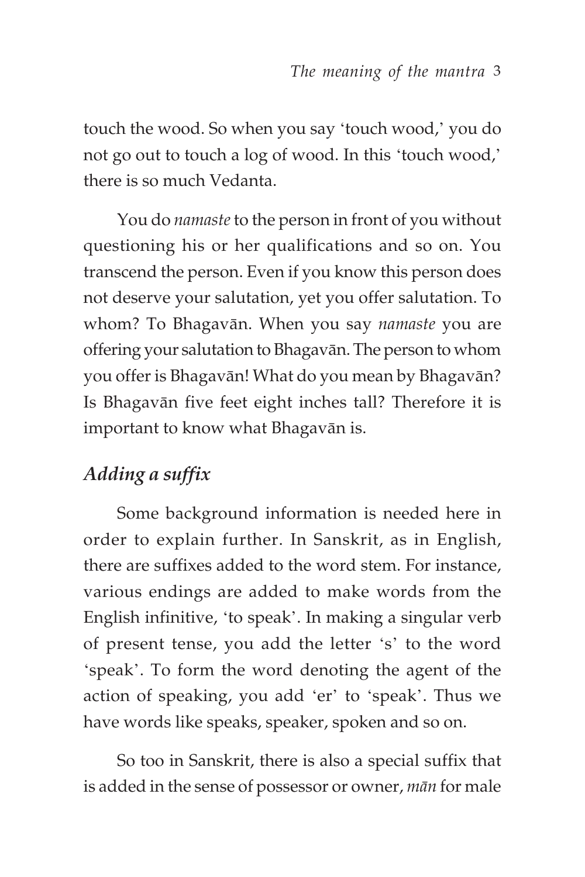touch the wood. So when you say 'touch wood,' you do not go out to touch a log of wood. In this 'touch wood,' there is so much Vedanta.

You do *namaste* to the person in front of you without questioning his or her qualifications and so on. You transcend the person. Even if you know this person does not deserve your salutation, yet you offer salutation. To whom? To Bhagavān. When you say *namaste* you are offering your salutation to Bhagavān. The person to whom you offer is Bhagavān! What do you mean by Bhagavān? Is Bhagavān five feet eight inches tall? Therefore it is important to know what Bhagavān is.

### *Adding a suffix*

Some background information is needed here in order to explain further. In Sanskrit, as in English, there are suffixes added to the word stem. For instance, various endings are added to make words from the English infinitive, 'to speak'. In making a singular verb of present tense, you add the letter 's' to the word 'speak'. To form the word denoting the agent of the action of speaking, you add 'er' to 'speak'. Thus we have words like speaks, speaker, spoken and so on.

So too in Sanskrit, there is also a special suffix that is added in the sense of possessor or owner, *mān* for male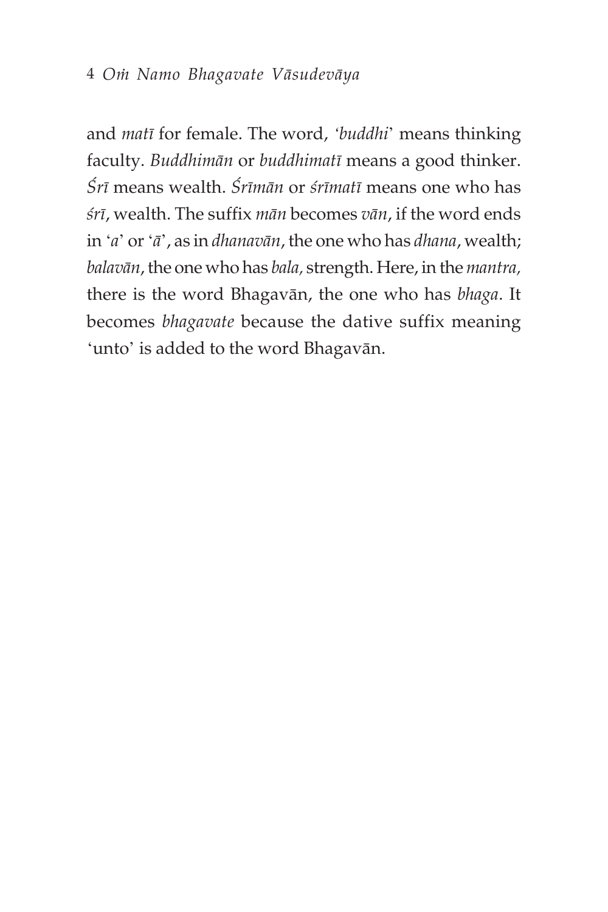and *matī* for female. The word, '*buddhi*' means thinking faculty. *Buddhimān* or *buddhimatī* means a good thinker. *Śrī* means wealth. *Śrīmān* or *śrīmatī* means one who has *śrī*, wealth. The suffix *mān* becomes *vān*, if the word ends in '*a*' or '*ā*', as in *dhanavān*, the one who has *dhana*, wealth; *balavān*, the one who has *bala,* strength. Here, in the *mantra,* there is the word Bhagavān, the one who has *bhaga*. It becomes *bhagavate* because the dative suffix meaning 'unto' is added to the word Bhagavān.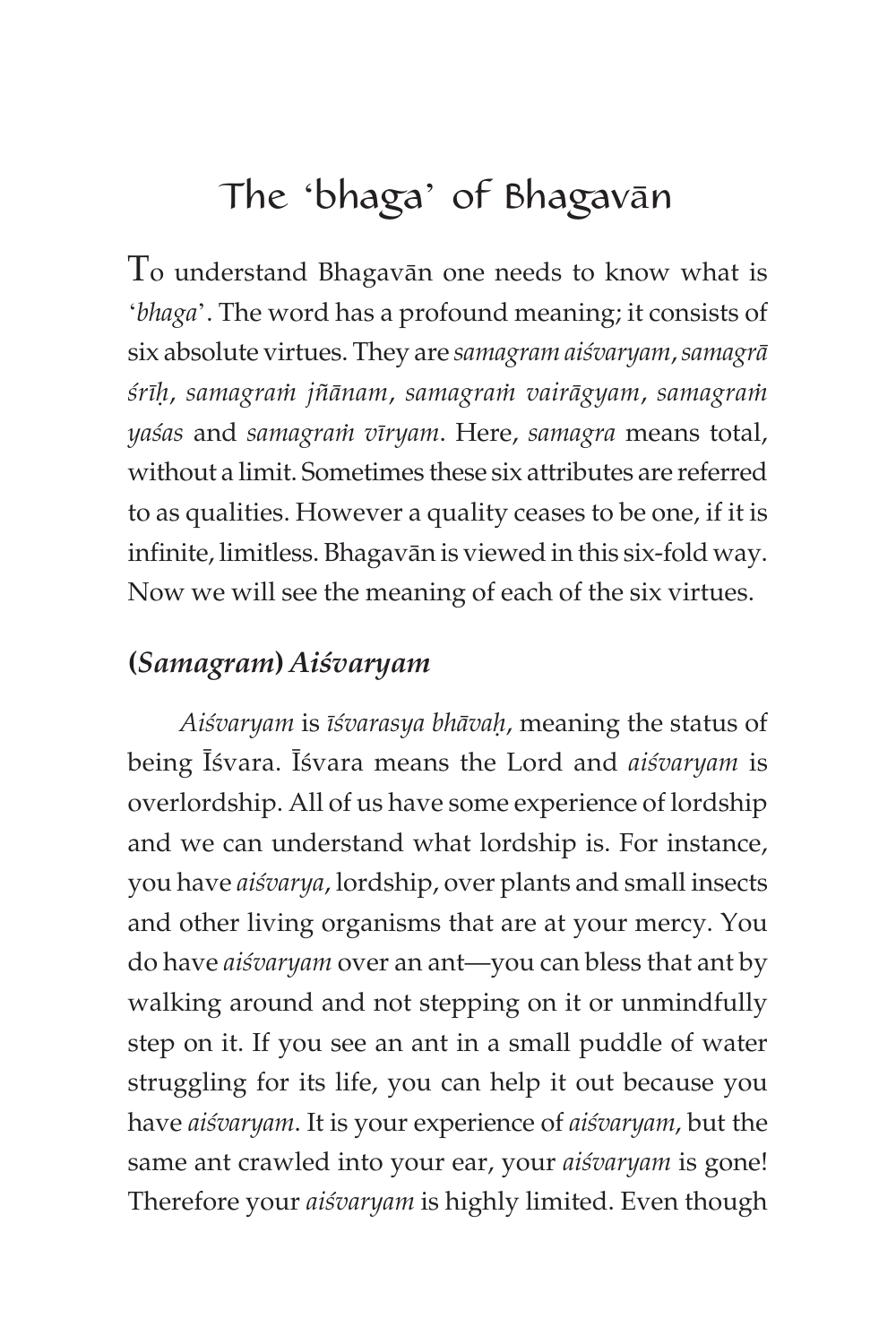# The 'bhaga' of Bhagavān

To understand Bhagavān one needs to know what is '*bhaga*'. The word has a profound meaning; it consists of six absolute virtues. They are *samagram aiśvaryam*, *samagrā śrīḥ*, *samagraṁ jñānam*, *samagraṁ vairāgyam*, *samagraṁ yaśas* and *samagraṁ vīryam*. Here, *samagra* means total, without a limit. Sometimes these six attributes are referred to as qualities. However a quality ceases to be one, if it is infinite, limitless. Bhagavān is viewed in this six-fold way. Now we will see the meaning of each of the six virtues.

### (*Samagram*) *Aiśvaryam*

*Aiśvaryam* is *īśvarasya bhāvaḥ*, meaning the status of being Īśvara. Īśvara means the Lord and *aiśvaryam* is overlordship. All of us have some experience of lordship and we can understand what lordship is. For instance, you have *aiśvarya*, lordship, over plants and small insects and other living organisms that are at your mercy. You do have *aiśvaryam* over an ant—you can bless that ant by walking around and not stepping on it or unmindfully step on it. If you see an ant in a small puddle of water struggling for its life, you can help it out because you have *aiśvaryam*. It is your experience of *aiśvaryam*, but the same ant crawled into your ear, your *aiśvaryam* is gone! Therefore your *aiśvaryam* is highly limited. Even though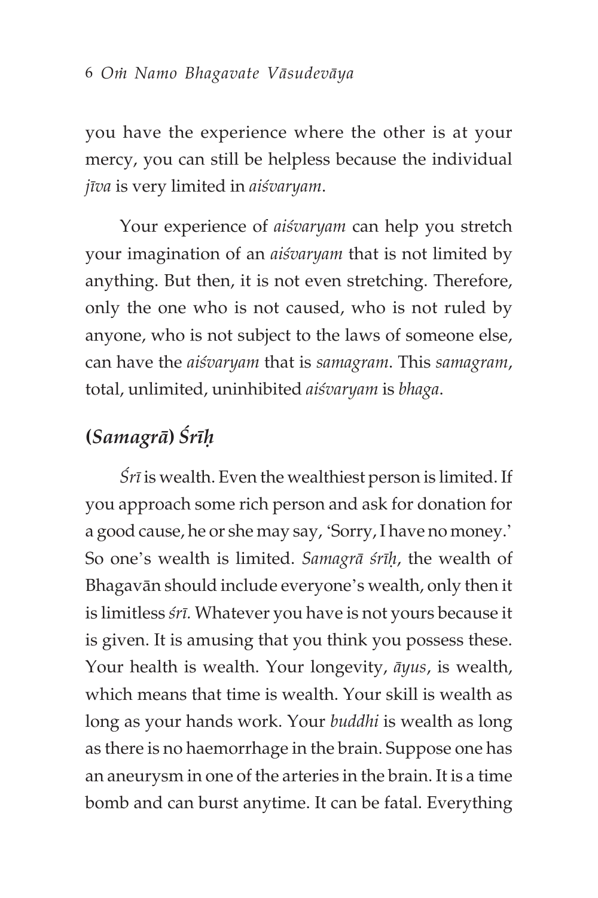you have the experience where the other is at your mercy, you can still be helpless because the individual *jīva* is very limited in *aiśvaryam*.

Your experience of *aiśvaryam* can help you stretch your imagination of an *aiśvaryam* that is not limited by anything. But then, it is not even stretching. Therefore, only the one who is not caused, who is not ruled by anyone, who is not subject to the laws of someone else, can have the *aiśvaryam* that is *samagram*. This *samagram*, total, unlimited, uninhibited *aiśvaryam* is *bhaga*.

## **(*Samagrā*) *Śrīḥ***

*Śrī* is wealth. Even the wealthiest person is limited. If you approach some rich person and ask for donation for a good cause, he or she may say, 'Sorry, I have no money.' So one's wealth is limited. *Samagrā śrīḥ*, the wealth of Bhagavān should include everyone's wealth, only then it is limitless *śrī.* Whatever you have is not yours because it is given. It is amusing that you think you possess these. Your health is wealth. Your longevity, *āyus*, is wealth, which means that time is wealth. Your skill is wealth as long as your hands work. Your *buddhi* is wealth as long as there is no haemorrhage in the brain. Suppose one has an aneurysm in one of the arteries in the brain. It is a time bomb and can burst anytime. It can be fatal. Everything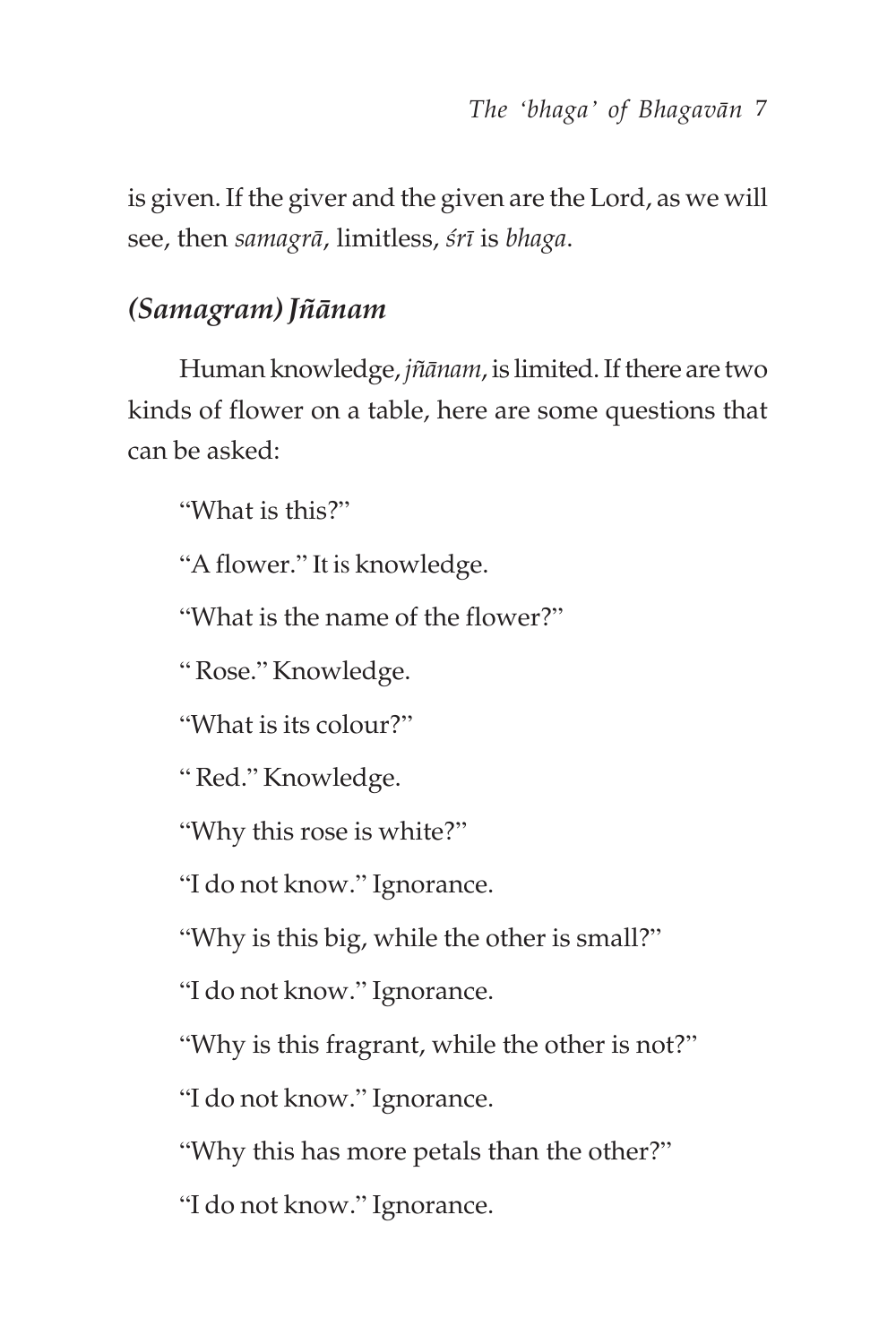is given. If the giver and the given are the Lord, as we will see, then *samagrā*, limitless, *śrī* is *bhaga*.

### *(Samagram) Jñānam*

Human knowledge, *jñānam*, is limited. If there are two kinds of flower on a table, here are some questions that can be asked:

"What is this?"

"A flower." It is knowledge.

"What is the name of the flower?"

" Rose." Knowledge.

"What is its colour?"

" Red." Knowledge.

"Why this rose is white?"

"I do not know." Ignorance.

"Why is this big, while the other is small?"

"I do not know." Ignorance.

"Why is this fragrant, while the other is not?"

"I do not know." Ignorance.

"Why this has more petals than the other?"

"I do not know." Ignorance.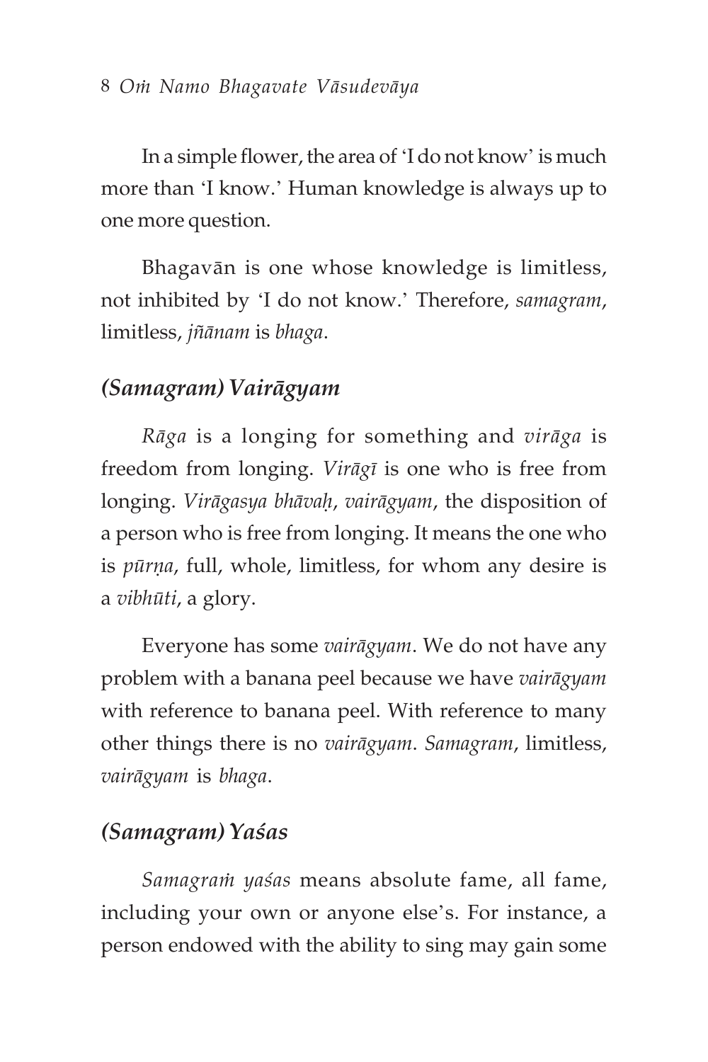In a simple flower, the area of 'I do not know' is much more than 'I know.' Human knowledge is always up to one more question.

Bhagavān is one whose knowledge is limitless, not inhibited by 'I do not know.' Therefore, *samagram*, limitless, *jñānam* is *bhaga*.

## *(Samagram) Vairāgyam*

*Rāga* is a longing for something and *virāga* is freedom from longing. *Virāgī* is one who is free from longing. *Virāgasya bhāvaḥ*, *vairāgyam*, the disposition of a person who is free from longing. It means the one who is *pūrṇa*, full, whole, limitless, for whom any desire is a *vibhūti*, a glory.

Everyone has some *vairāgyam*. We do not have any problem with a banana peel because we have *vairāgyam* with reference to banana peel. With reference to many other things there is no *vairāgyam*. *Samagram*, limitless, *vairāgyam* is *bhaga*.

## *(Samagram) Yaśas*

*Samagraṁ yaśas* means absolute fame, all fame, including your own or anyone else's. For instance, a person endowed with the ability to sing may gain some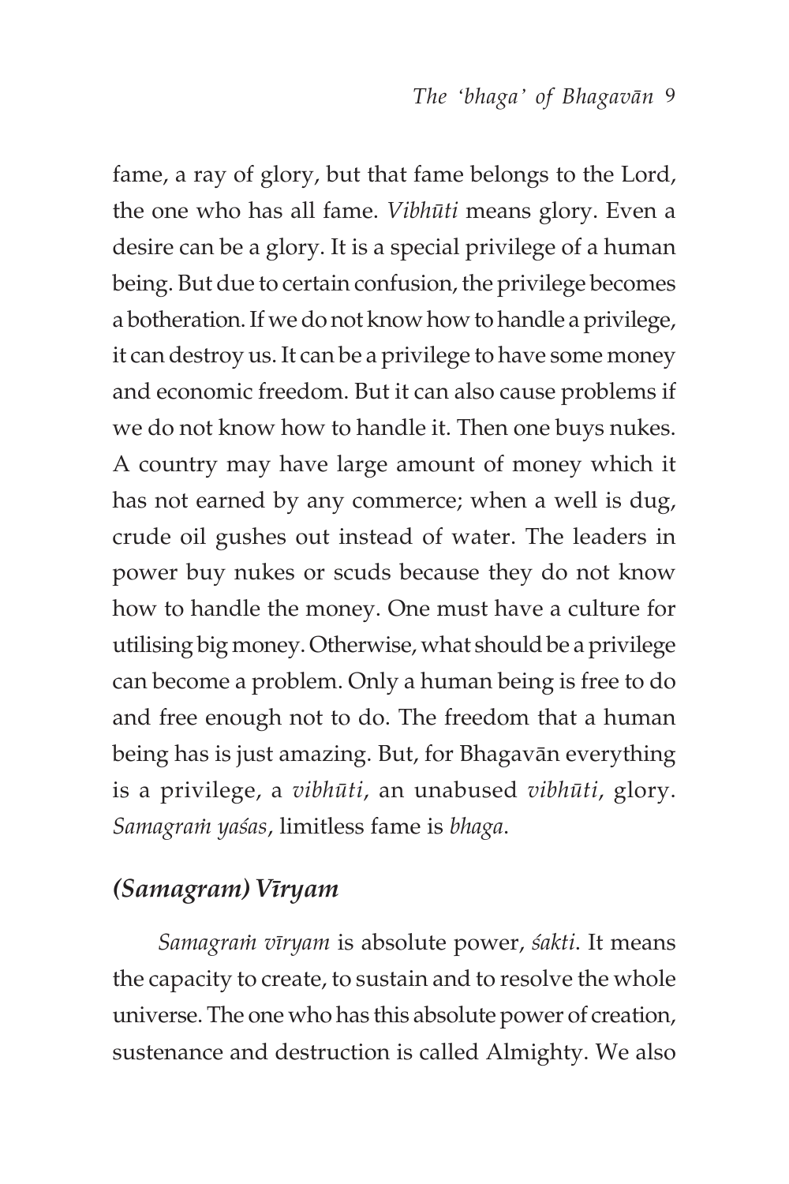fame, a ray of glory, but that fame belongs to the Lord, the one who has all fame. *Vibhūti* means glory. Even a desire can be a glory. It is a special privilege of a human being. But due to certain confusion, the privilege becomes a botheration. If we do not know how to handle a privilege, it can destroy us. It can be a privilege to have some money and economic freedom. But it can also cause problems if we do not know how to handle it. Then one buys nukes. A country may have large amount of money which it has not earned by any commerce; when a well is dug, crude oil gushes out instead of water. The leaders in power buy nukes or scuds because they do not know how to handle the money. One must have a culture for utilising big money. Otherwise, what should be a privilege can become a problem. Only a human being is free to do and free enough not to do. The freedom that a human being has is just amazing. But, for Bhagavān everything is a privilege, a *vibhūti*, an unabused *vibhūti*, glory. *Samagraṁ yaśas*, limitless fame is *bhaga*.

## *(Samagram) Vīryam*

*Samagraṁ vīryam* is absolute power, *śakti*. It means the capacity to create, to sustain and to resolve the whole universe. The one who has this absolute power of creation, sustenance and destruction is called Almighty. We also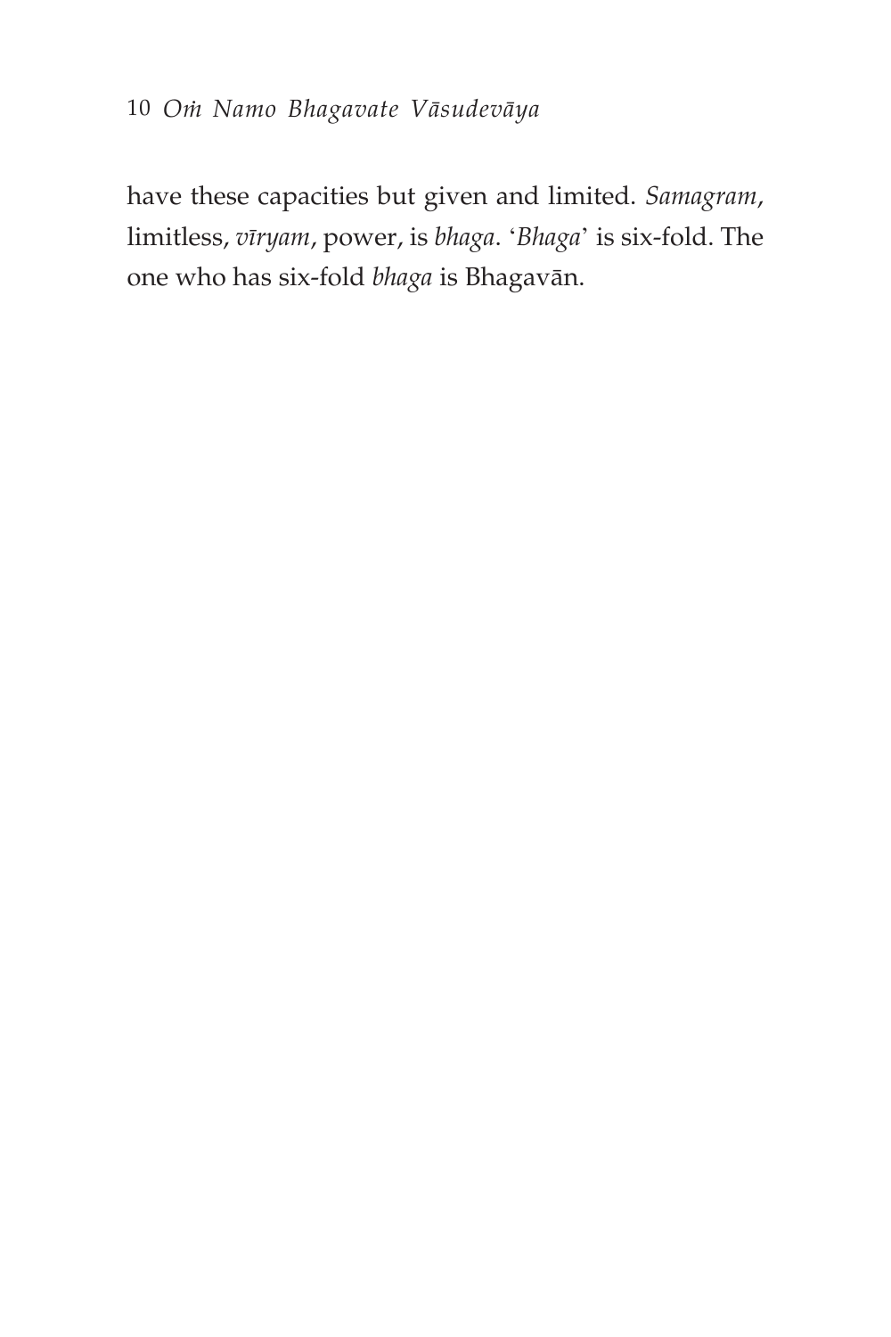have these capacities but given and limited. *Samagram*, limitless, *vīryam*, power, is *bhaga*. '*Bhaga*' is six-fold. The one who has six-fold *bhaga* is Bhagavān.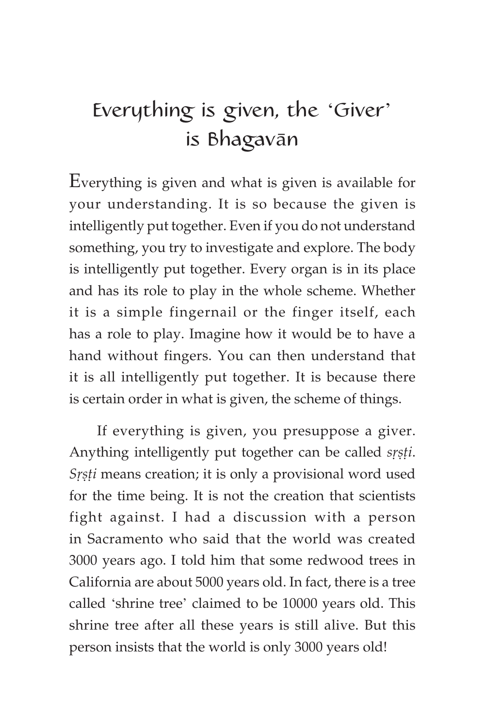# Everything is given, the 'Giver' is Bhagavān

Everything is given and what is given is available for your understanding. It is so because the given is intelligently put together. Even if you do not understand something, you try to investigate and explore. The body is intelligently put together. Every organ is in its place and has its role to play in the whole scheme. Whether it is a simple fingernail or the finger itself, each has a role to play. Imagine how it would be to have a hand without fingers. You can then understand that it is all intelligently put together. It is because there is certain order in what is given, the scheme of things.

If everything is given, you presuppose a giver. Anything intelligently put together can be called *sṛṣṭi*. *Sṛṣṭi* means creation; it is only a provisional word used for the time being. It is not the creation that scientists fight against. I had a discussion with a person in Sacramento who said that the world was created 3000 years ago. I told him that some redwood trees in California are about 5000 years old. In fact, there is a tree called 'shrine tree' claimed to be 10000 years old. This shrine tree after all these years is still alive. But this person insists that the world is only 3000 years old!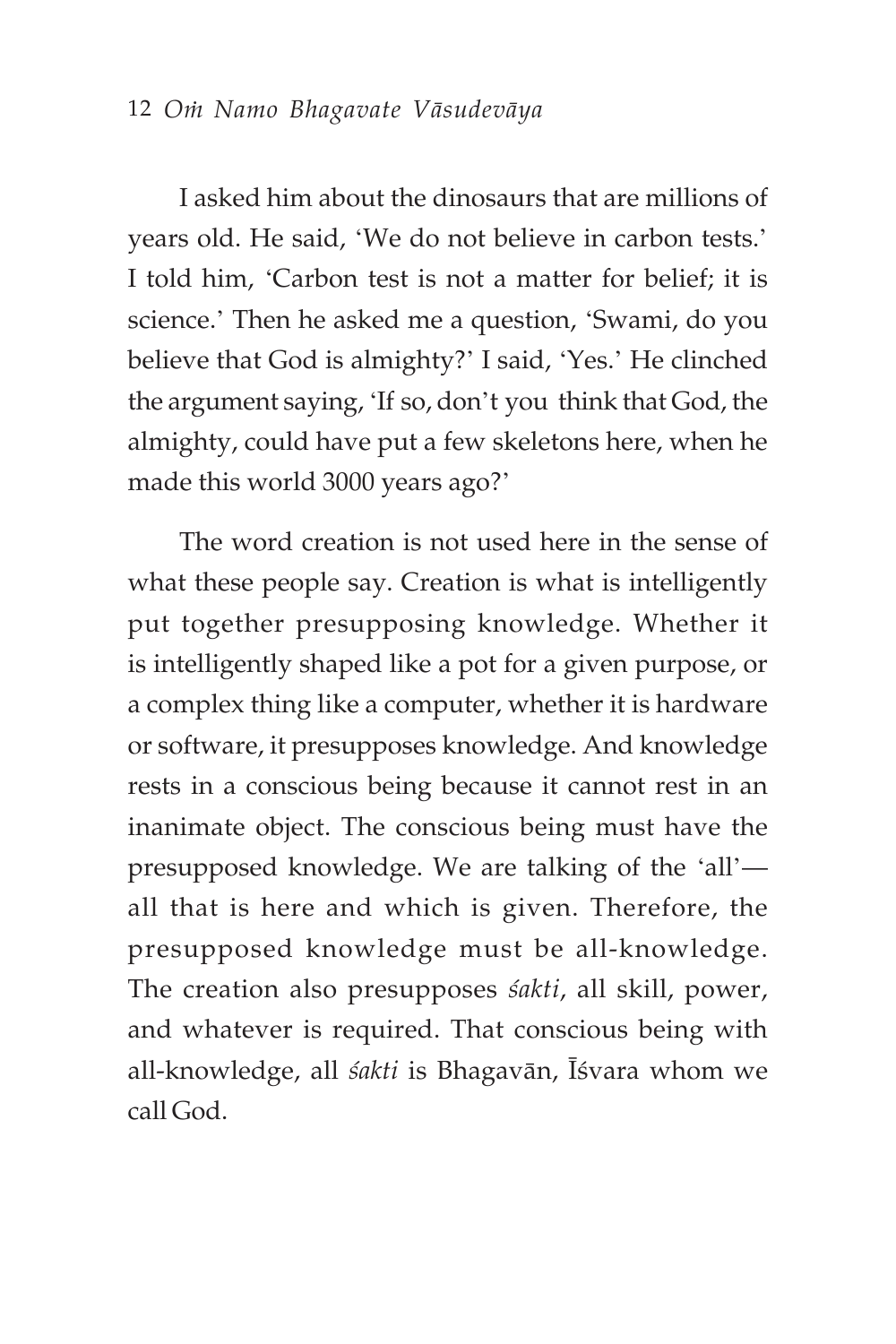I asked him about the dinosaurs that are millions of years old. He said, 'We do not believe in carbon tests.' I told him, 'Carbon test is not a matter for belief; it is science.' Then he asked me a question, 'Swami, do you believe that God is almighty?' I said, 'Yes.' He clinched the argument saying, 'If so, don't you think that God, the almighty, could have put a few skeletons here, when he made this world 3000 years ago?'

The word creation is not used here in the sense of what these people say. Creation is what is intelligently put together presupposing knowledge. Whether it is intelligently shaped like a pot for a given purpose, or a complex thing like a computer, whether it is hardware or software, it presupposes knowledge. And knowledge rests in a conscious being because it cannot rest in an inanimate object. The conscious being must have the presupposed knowledge. We are talking of the 'all'—all that is here and which is given. Therefore, the presupposed knowledge must be all-knowledge. The creation also presupposes *śakti*, all skill, power, and whatever is required. That conscious being with all-knowledge, all *śakti* is Bhagavān, Īśvara whom we call God.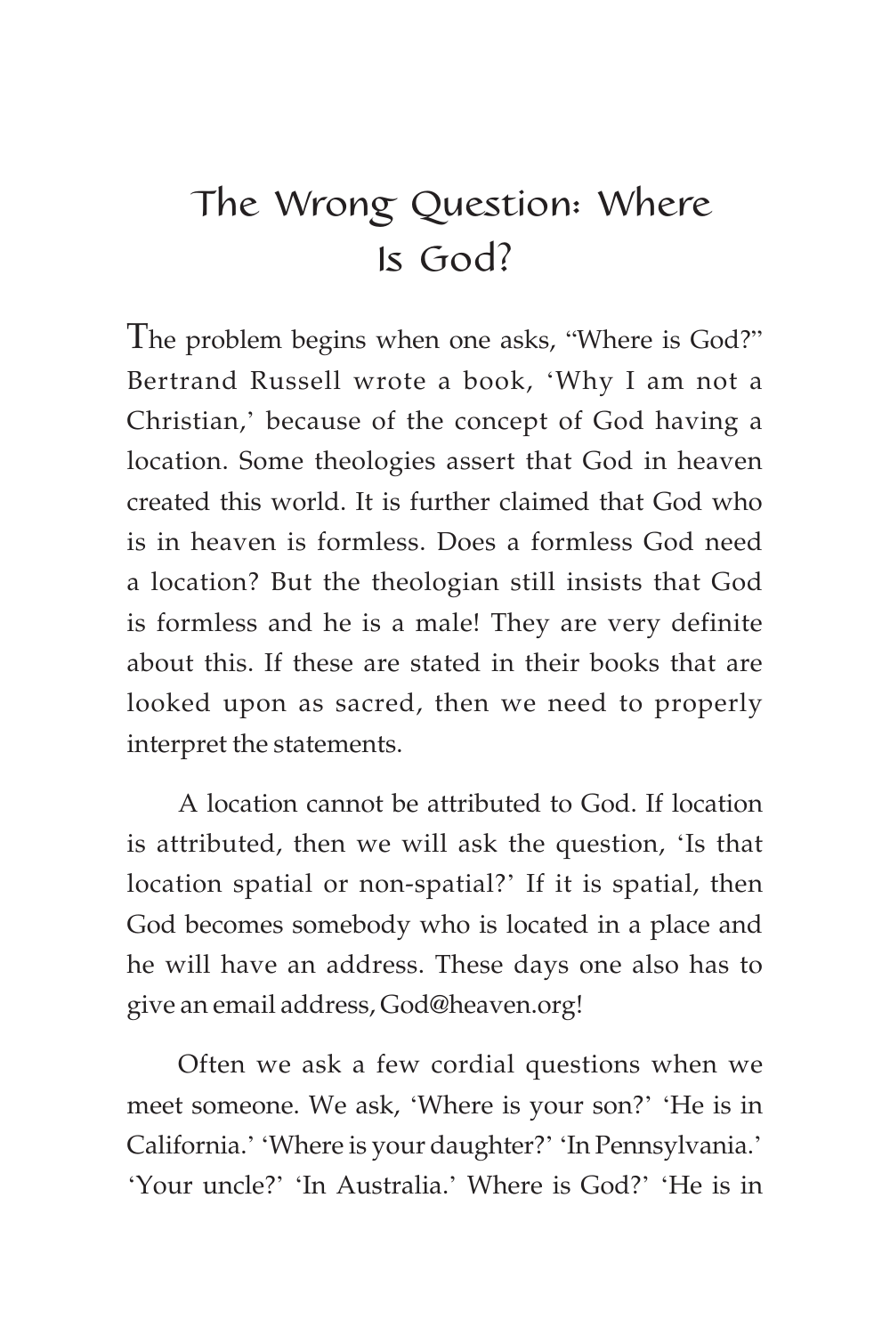# The Wrong Question: Where Is God?

The problem begins when one asks, "Where is God?" Bertrand Russell wrote a book, 'Why I am not a Christian,' because of the concept of God having a location. Some theologies assert that God in heaven created this world. It is further claimed that God who is in heaven is formless. Does a formless God need a location? But the theologian still insists that God is formless and he is a male! They are very definite about this. If these are stated in their books that are looked upon as sacred, then we need to properly interpret the statements.

A location cannot be attributed to God. If location is attributed, then we will ask the question, 'Is that location spatial or non-spatial?' If it is spatial, then God becomes somebody who is located in a place and he will have an address. These days one also has to give an email address, God@heaven.org!

Often we ask a few cordial questions when we meet someone. We ask, 'Where is your son?' 'He is in California.' 'Where is your daughter?' 'In Pennsylvania.' 'Your uncle?' 'In Australia.' Where is God?' 'He is in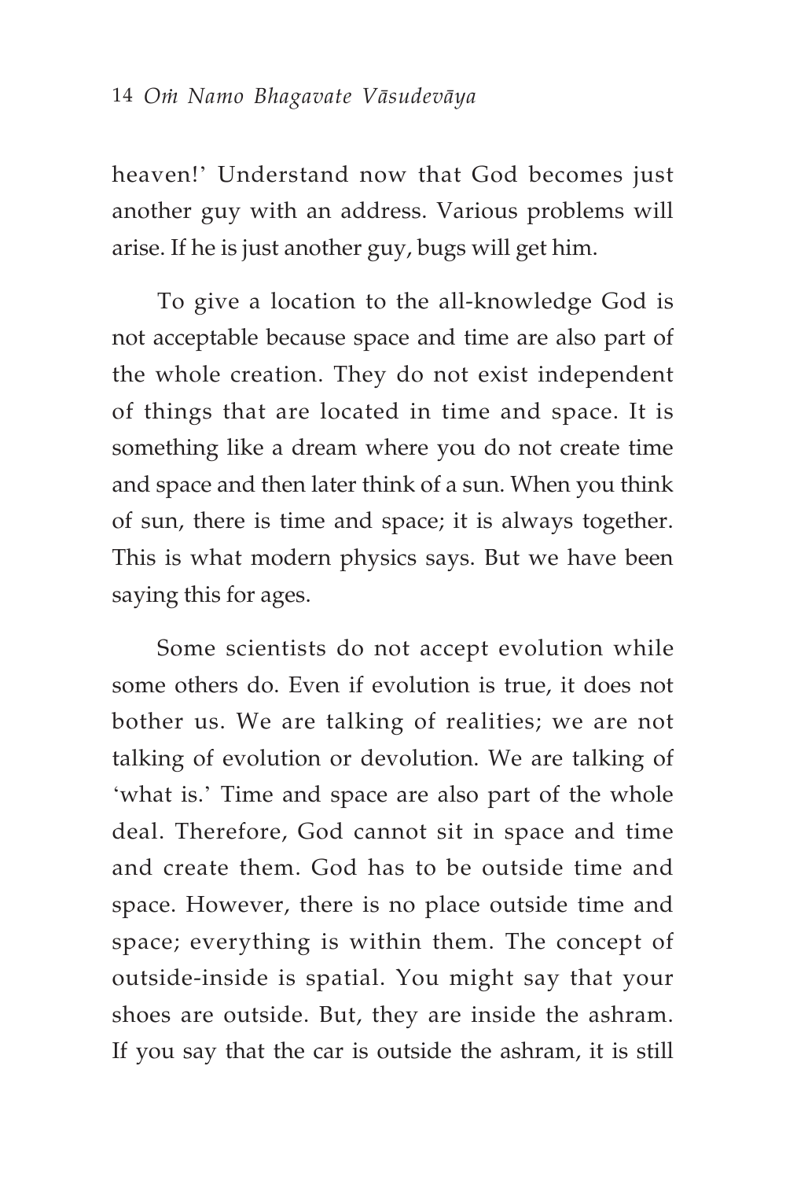heaven!' Understand now that God becomes just another guy with an address. Various problems will arise. If he is just another guy, bugs will get him.

To give a location to the all-knowledge God is not acceptable because space and time are also part of the whole creation. They do not exist independent of things that are located in time and space. It is something like a dream where you do not create time and space and then later think of a sun. When you think of sun, there is time and space; it is always together. This is what modern physics says. But we have been saying this for ages.

Some scientists do not accept evolution while some others do. Even if evolution is true, it does not bother us. We are talking of realities; we are not talking of evolution or devolution. We are talking of 'what is.' Time and space are also part of the whole deal. Therefore, God cannot sit in space and time and create them. God has to be outside time and space. However, there is no place outside time and space; everything is within them. The concept of outside-inside is spatial. You might say that your shoes are outside. But, they are inside the ashram. If you say that the car is outside the ashram, it is still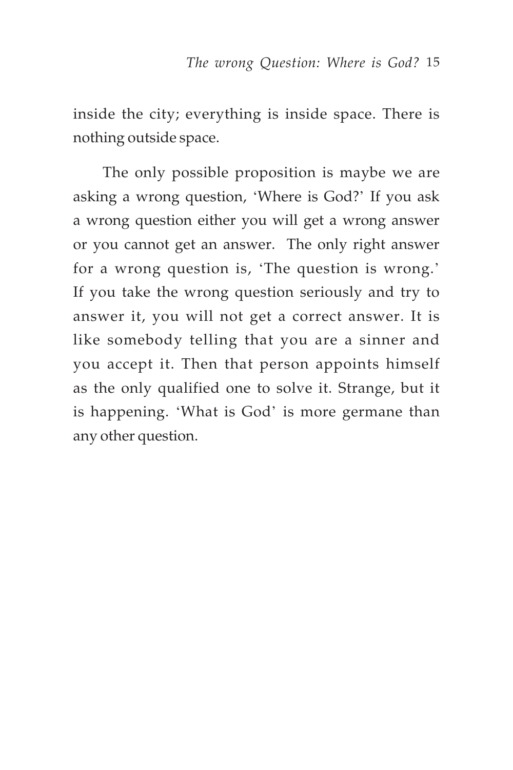inside the city; everything is inside space. There is nothing outside space.

The only possible proposition is maybe we are asking a wrong question, 'Where is God?' If you ask a wrong question either you will get a wrong answer or you cannot get an answer. The only right answer for a wrong question is, 'The question is wrong.' If you take the wrong question seriously and try to answer it, you will not get a correct answer. It is like somebody telling that you are a sinner and you accept it. Then that person appoints himself as the only qualified one to solve it. Strange, but it is happening. 'What is God' is more germane than any other question.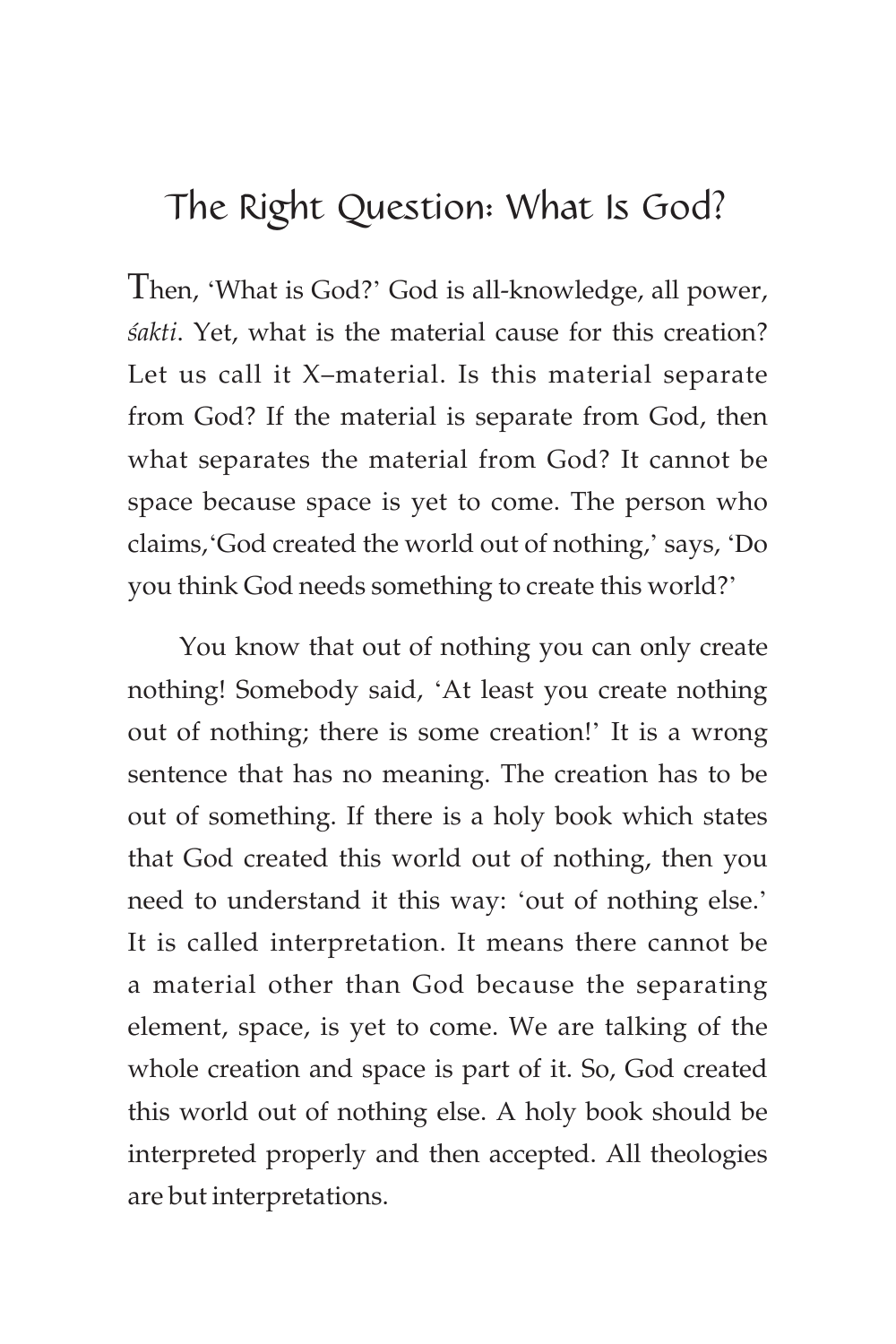## The Right Question: What Is God?

Then, 'What is God?' God is all-knowledge, all power, *śakti*. Yet, what is the material cause for this creation? Let us call it X–material. Is this material separate from God? If the material is separate from God, then what separates the material from God? It cannot be space because space is yet to come. The person who claims,'God created the world out of nothing,' says, 'Do you think God needs something to create this world?'

You know that out of nothing you can only create nothing! Somebody said, 'At least you create nothing out of nothing; there is some creation!' It is a wrong sentence that has no meaning. The creation has to be out of something. If there is a holy book which states that God created this world out of nothing, then you need to understand it this way: 'out of nothing else.' It is called interpretation. It means there cannot be a material other than God because the separating element, space, is yet to come. We are talking of the whole creation and space is part of it. So, God created this world out of nothing else. A holy book should be interpreted properly and then accepted. All theologies are but interpretations.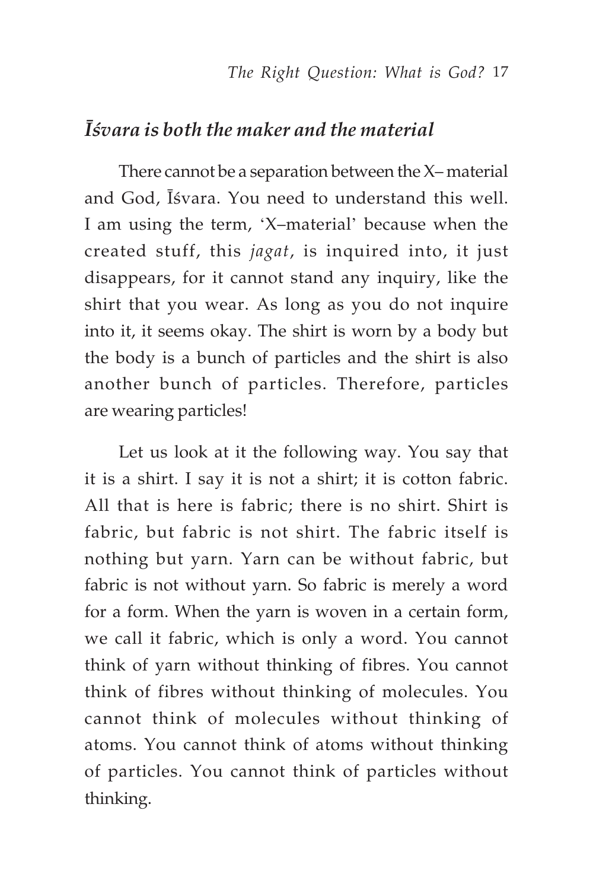## *Īśvara is both the maker and the material*

There cannot be a separation between the X– material and God, Īśvara. You need to understand this well. I am using the term, 'X–material' because when the created stuff, this *jagat*, is inquired into, it just disappears, for it cannot stand any inquiry, like the shirt that you wear. As long as you do not inquire into it, it seems okay. The shirt is worn by a body but the body is a bunch of particles and the shirt is also another bunch of particles. Therefore, particles are wearing particles!

Let us look at it the following way. You say that it is a shirt. I say it is not a shirt; it is cotton fabric. All that is here is fabric; there is no shirt. Shirt is fabric, but fabric is not shirt. The fabric itself is nothing but yarn. Yarn can be without fabric, but fabric is not without yarn. So fabric is merely a word for a form. When the yarn is woven in a certain form, we call it fabric, which is only a word. You cannot think of yarn without thinking of fibres. You cannot think of fibres without thinking of molecules. You cannot think of molecules without thinking of atoms. You cannot think of atoms without thinking of particles. You cannot think of particles without thinking.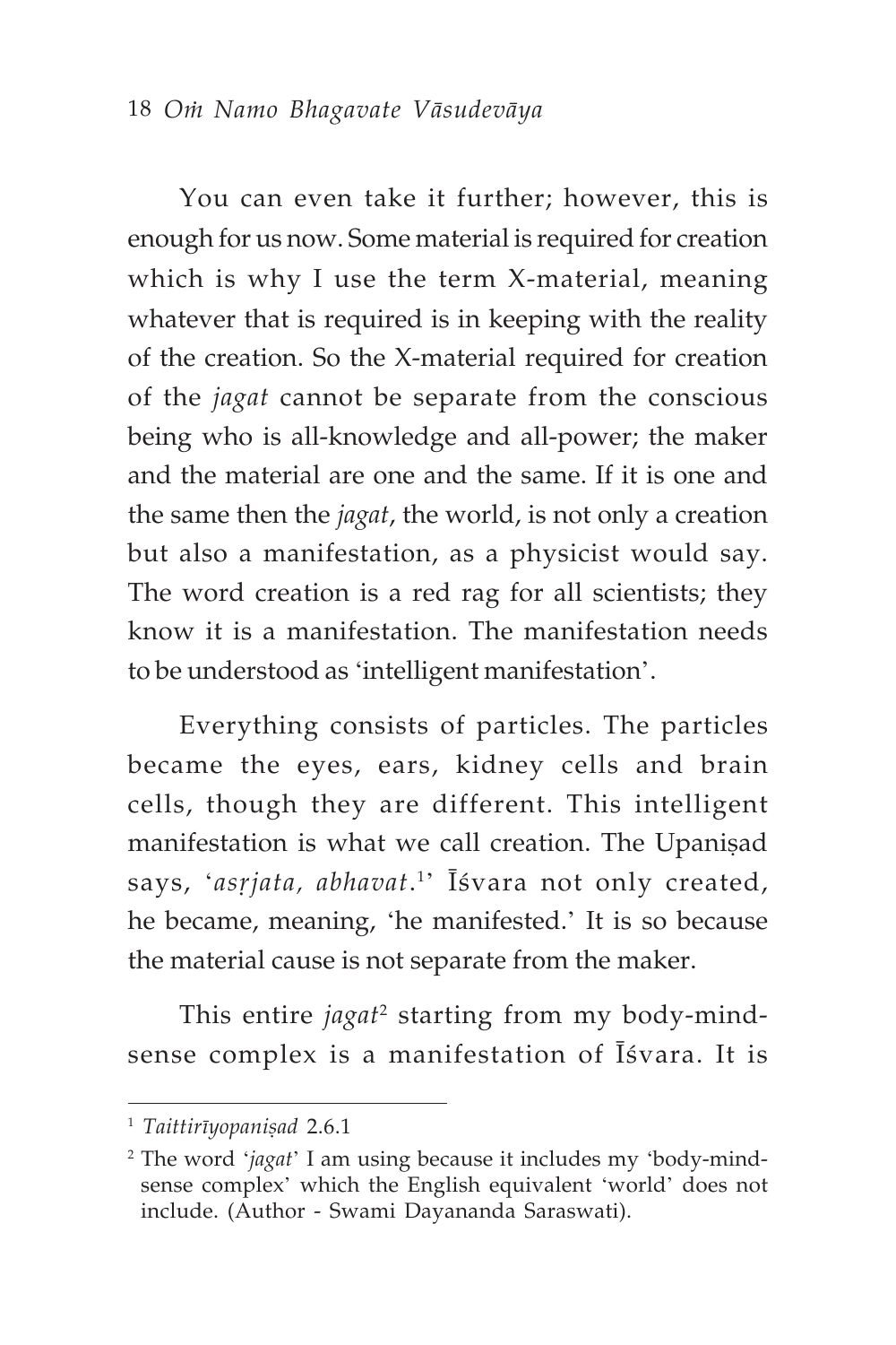You can even take it further; however, this is enough for us now. Some material is required for creation which is why I use the term X-material, meaning whatever that is required is in keeping with the reality of the creation. So the X-material required for creation of the *jagat* cannot be separate from the conscious being who is all-knowledge and all-power; the maker and the material are one and the same. If it is one and the same then the *jagat*, the world, is not only a creation but also a manifestation, as a physicist would say. The word creation is a red rag for all scientists; they know it is a manifestation. The manifestation needs to be understood as 'intelligent manifestation'.

Everything consists of particles. The particles became the eyes, ears, kidney cells and brain cells, though they are different. This intelligent manifestation is what we call creation. The Upaniṣad says, '*asṛjata, abhavat*.[1]' Īśvara not only created, he became, meaning, 'he manifested.' It is so because the material cause is not separate from the maker.

This entire *jagat*[2] starting from my body-mind-sense complex is a manifestation of Īśvara. It is

---

[1] *Taittirīyopaniṣad* 2.6.1

[2] The word '*jagat*' I am using because it includes my 'body-mind-sense complex' which the English equivalent 'world' does not include. (Author - Swami Dayananda Saraswati).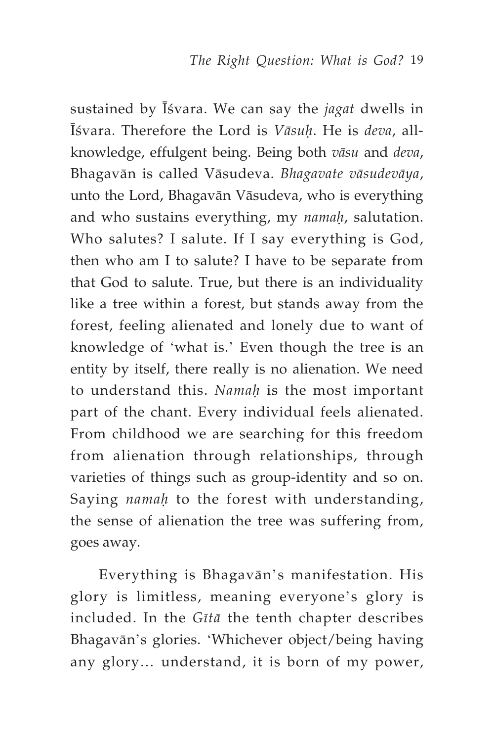sustained by Īśvara. We can say the *jagat* dwells in Īśvara. Therefore the Lord is *Vāsuḥ*. He is *deva*, all-knowledge, effulgent being. Being both *vāsu* and *deva*, Bhagavān is called Vāsudeva. *Bhagavate vāsudevāya*, unto the Lord, Bhagavān Vāsudeva, who is everything and who sustains everything, my *namaḥ*, salutation. Who salutes? I salute. If I say everything is God, then who am I to salute? I have to be separate from that God to salute. True, but there is an individuality like a tree within a forest, but stands away from the forest, feeling alienated and lonely due to want of knowledge of 'what is.' Even though the tree is an entity by itself, there really is no alienation. We need to understand this. *Namaḥ* is the most important part of the chant. Every individual feels alienated. From childhood we are searching for this freedom from alienation through relationships, through varieties of things such as group-identity and so on. Saying *namaḥ* to the forest with understanding, the sense of alienation the tree was suffering from, goes away.

Everything is Bhagavān's manifestation. His glory is limitless, meaning everyone's glory is included. In the *Gītā* the tenth chapter describes Bhagavān's glories. 'Whichever object/being having any glory… understand, it is born of my power,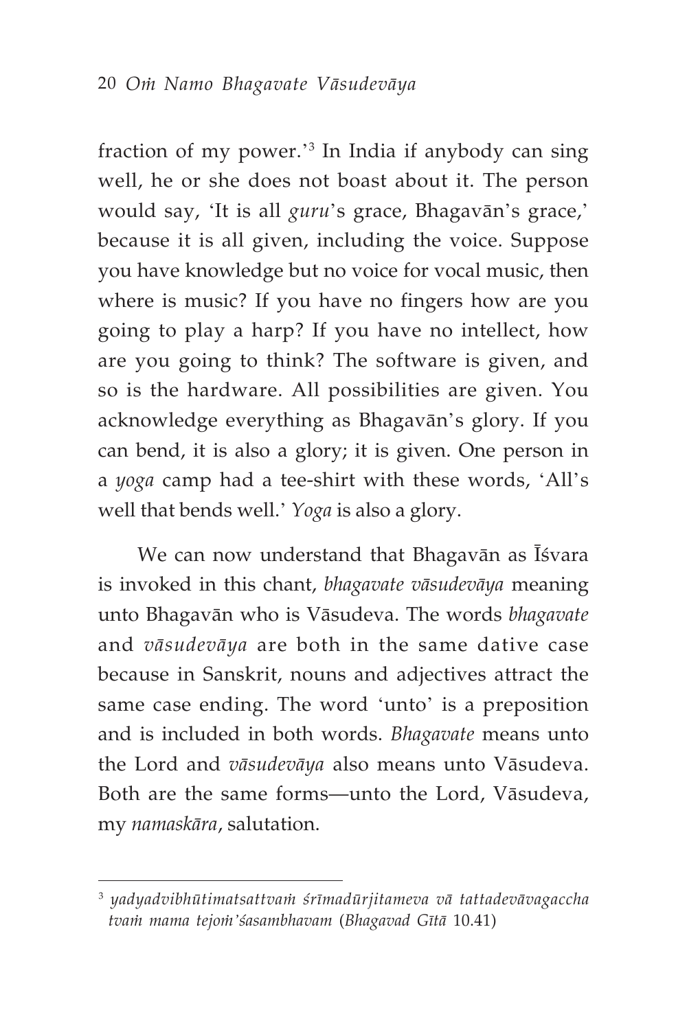fraction of my power.'[3] In India if anybody can sing well, he or she does not boast about it. The person would say, 'It is all *guru*'s grace, Bhagavān's grace,' because it is all given, including the voice. Suppose you have knowledge but no voice for vocal music, then where is music? If you have no fingers how are you going to play a harp? If you have no intellect, how are you going to think? The software is given, and so is the hardware. All possibilities are given. You acknowledge everything as Bhagavān's glory. If you can bend, it is also a glory; it is given. One person in a *yoga* camp had a tee-shirt with these words, 'All's well that bends well.' *Yoga* is also a glory.

We can now understand that Bhagavān as Īśvara is invoked in this chant, *bhagavate vāsudevāya* meaning unto Bhagavān who is Vāsudeva. The words *bhagavate* and *vāsudevāya* are both in the same dative case because in Sanskrit, nouns and adjectives attract the same case ending. The word 'unto' is a preposition and is included in both words. *Bhagavate* means unto the Lord and *vāsudevāya* also means unto Vāsudeva. Both are the same forms—unto the Lord, Vāsudeva, my *namaskāra*, salutation.

---

[3] *yadyadvibhūtimatsattvaṁ śrīmadūrjitameva vā tattadevāvagaccha tvaṁ mama tejoṁ'śasambhavam* (*Bhagavad Gītā* 10.41)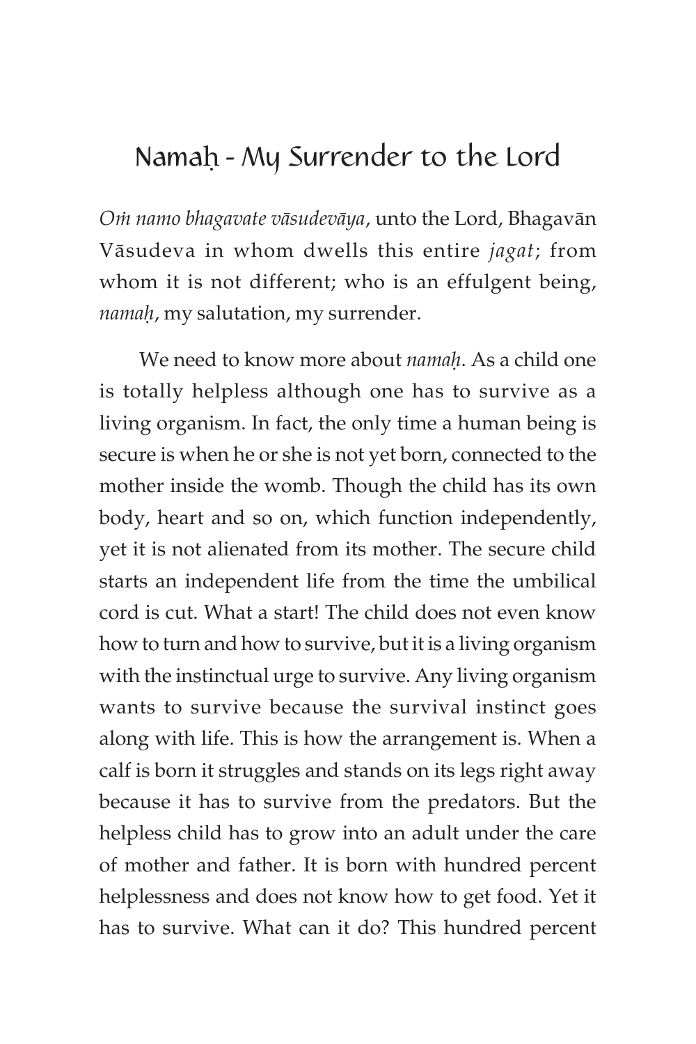# Namaḥ - My Surrender to the Lord

*Oṁ namo bhagavate vāsudevāya*, unto the Lord, Bhagavān Vāsudeva in whom dwells this entire *jagat*; from whom it is not different; who is an effulgent being, *namaḥ*, my salutation, my surrender.

We need to know more about *namaḥ*. As a child one is totally helpless although one has to survive as a living organism. In fact, the only time a human being is secure is when he or she is not yet born, connected to the mother inside the womb. Though the child has its own body, heart and so on, which function independently, yet it is not alienated from its mother. The secure child starts an independent life from the time the umbilical cord is cut. What a start! The child does not even know how to turn and how to survive, but it is a living organism with the instinctual urge to survive. Any living organism wants to survive because the survival instinct goes along with life. This is how the arrangement is. When a calf is born it struggles and stands on its legs right away because it has to survive from the predators. But the helpless child has to grow into an adult under the care of mother and father. It is born with hundred percent helplessness and does not know how to get food. Yet it has to survive. What can it do? This hundred percent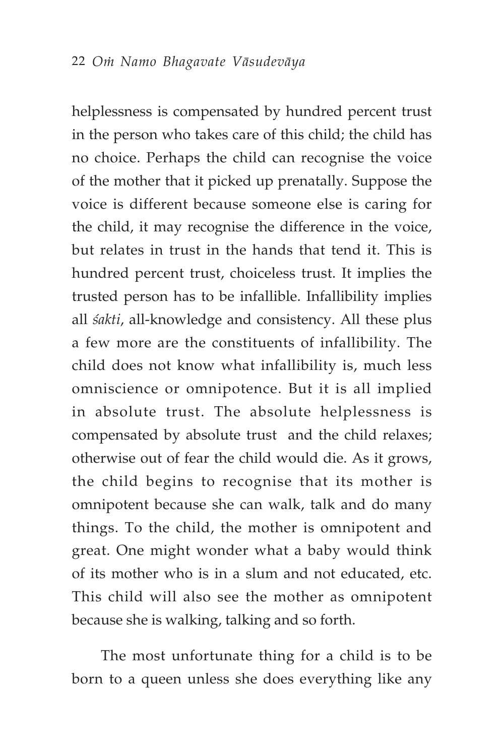helplessness is compensated by hundred percent trust in the person who takes care of this child; the child has no choice. Perhaps the child can recognise the voice of the mother that it picked up prenatally. Suppose the voice is different because someone else is caring for the child, it may recognise the difference in the voice, but relates in trust in the hands that tend it. This is hundred percent trust, choiceless trust. It implies the trusted person has to be infallible. Infallibility implies all *śakti*, all-knowledge and consistency. All these plus a few more are the constituents of infallibility. The child does not know what infallibility is, much less omniscience or omnipotence. But it is all implied in absolute trust. The absolute helplessness is compensated by absolute trust and the child relaxes; otherwise out of fear the child would die. As it grows, the child begins to recognise that its mother is omnipotent because she can walk, talk and do many things. To the child, the mother is omnipotent and great. One might wonder what a baby would think of its mother who is in a slum and not educated, etc. This child will also see the mother as omnipotent because she is walking, talking and so forth.

The most unfortunate thing for a child is to be born to a queen unless she does everything like any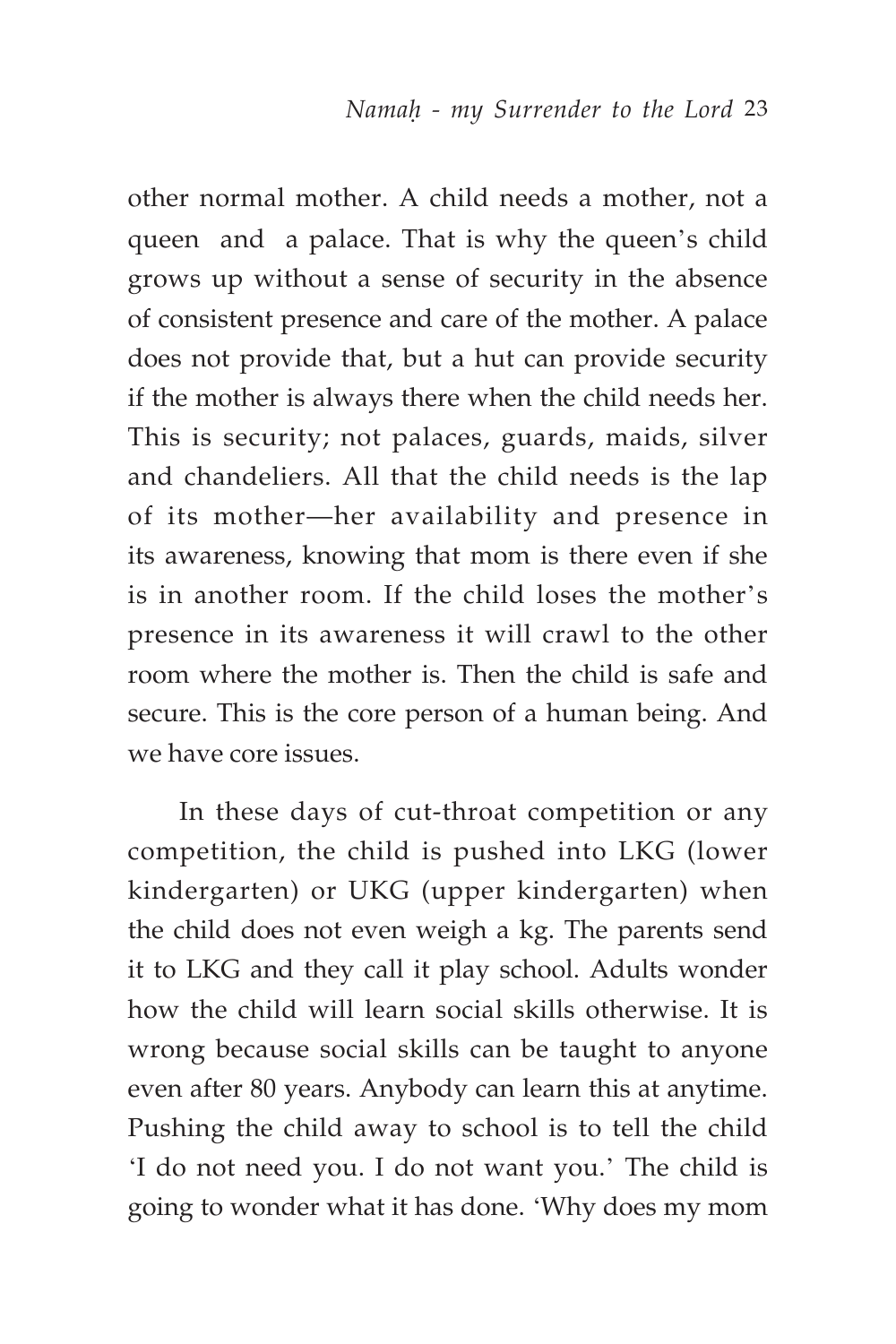other normal mother. A child needs a mother, not a queen and a palace. That is why the queen's child grows up without a sense of security in the absence of consistent presence and care of the mother. A palace does not provide that, but a hut can provide security if the mother is always there when the child needs her. This is security; not palaces, guards, maids, silver and chandeliers. All that the child needs is the lap of its mother—her availability and presence in its awareness, knowing that mom is there even if she is in another room. If the child loses the mother's presence in its awareness it will crawl to the other room where the mother is. Then the child is safe and secure. This is the core person of a human being. And we have core issues.

In these days of cut-throat competition or any competition, the child is pushed into LKG (lower kindergarten) or UKG (upper kindergarten) when the child does not even weigh a kg. The parents send it to LKG and they call it play school. Adults wonder how the child will learn social skills otherwise. It is wrong because social skills can be taught to anyone even after 80 years. Anybody can learn this at anytime. Pushing the child away to school is to tell the child 'I do not need you. I do not want you.' The child is going to wonder what it has done. 'Why does my mom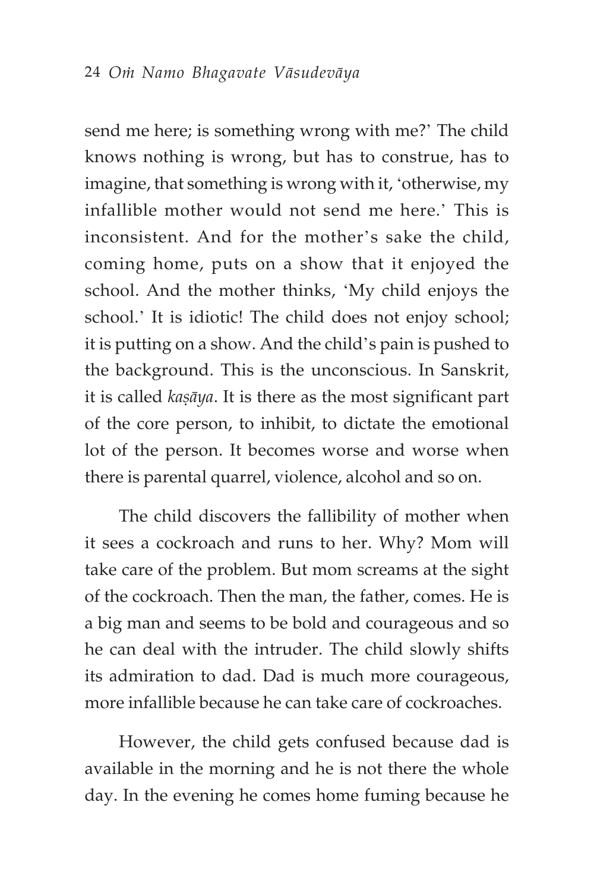send me here; is something wrong with me?' The child knows nothing is wrong, but has to construe, has to imagine, that something is wrong with it, 'otherwise, my infallible mother would not send me here.' This is inconsistent. And for the mother's sake the child, coming home, puts on a show that it enjoyed the school. And the mother thinks, 'My child enjoys the school.' It is idiotic! The child does not enjoy school; it is putting on a show. And the child's pain is pushed to the background. This is the unconscious. In Sanskrit, it is called *kaṣāya*. It is there as the most significant part of the core person, to inhibit, to dictate the emotional lot of the person. It becomes worse and worse when there is parental quarrel, violence, alcohol and so on.

The child discovers the fallibility of mother when it sees a cockroach and runs to her. Why? Mom will take care of the problem. But mom screams at the sight of the cockroach. Then the man, the father, comes. He is a big man and seems to be bold and courageous and so he can deal with the intruder. The child slowly shifts its admiration to dad. Dad is much more courageous, more infallible because he can take care of cockroaches.

However, the child gets confused because dad is available in the morning and he is not there the whole day. In the evening he comes home fuming because he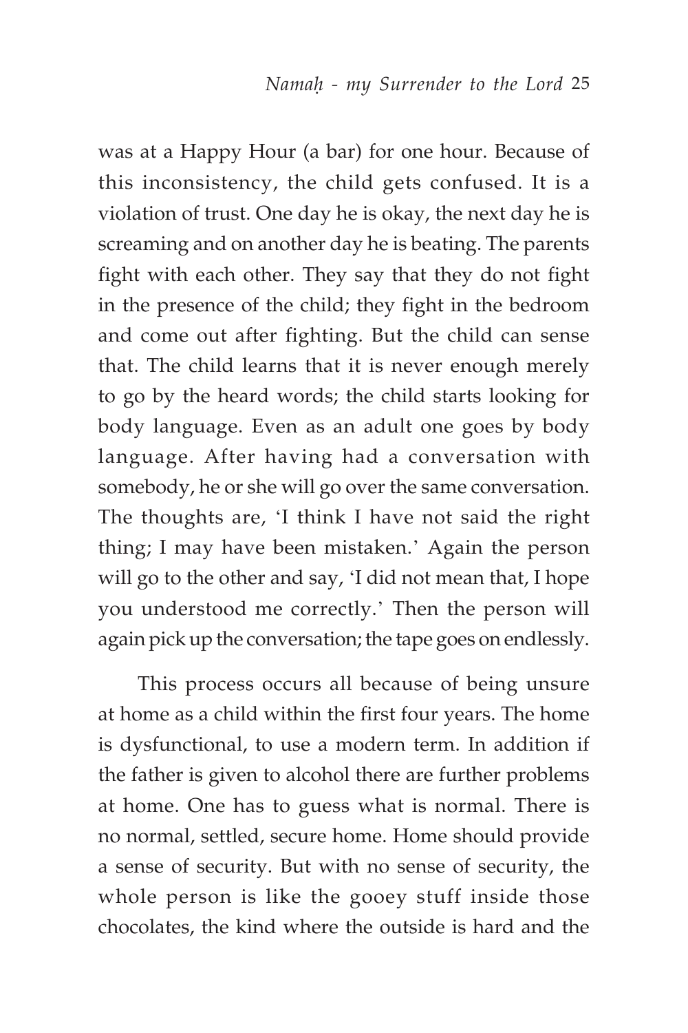was at a Happy Hour (a bar) for one hour. Because of this inconsistency, the child gets confused. It is a violation of trust. One day he is okay, the next day he is screaming and on another day he is beating. The parents fight with each other. They say that they do not fight in the presence of the child; they fight in the bedroom and come out after fighting. But the child can sense that. The child learns that it is never enough merely to go by the heard words; the child starts looking for body language. Even as an adult one goes by body language. After having had a conversation with somebody, he or she will go over the same conversation. The thoughts are, 'I think I have not said the right thing; I may have been mistaken.' Again the person will go to the other and say, 'I did not mean that, I hope you understood me correctly.' Then the person will again pick up the conversation; the tape goes on endlessly.

This process occurs all because of being unsure at home as a child within the first four years. The home is dysfunctional, to use a modern term. In addition if the father is given to alcohol there are further problems at home. One has to guess what is normal. There is no normal, settled, secure home. Home should provide a sense of security. But with no sense of security, the whole person is like the gooey stuff inside those chocolates, the kind where the outside is hard and the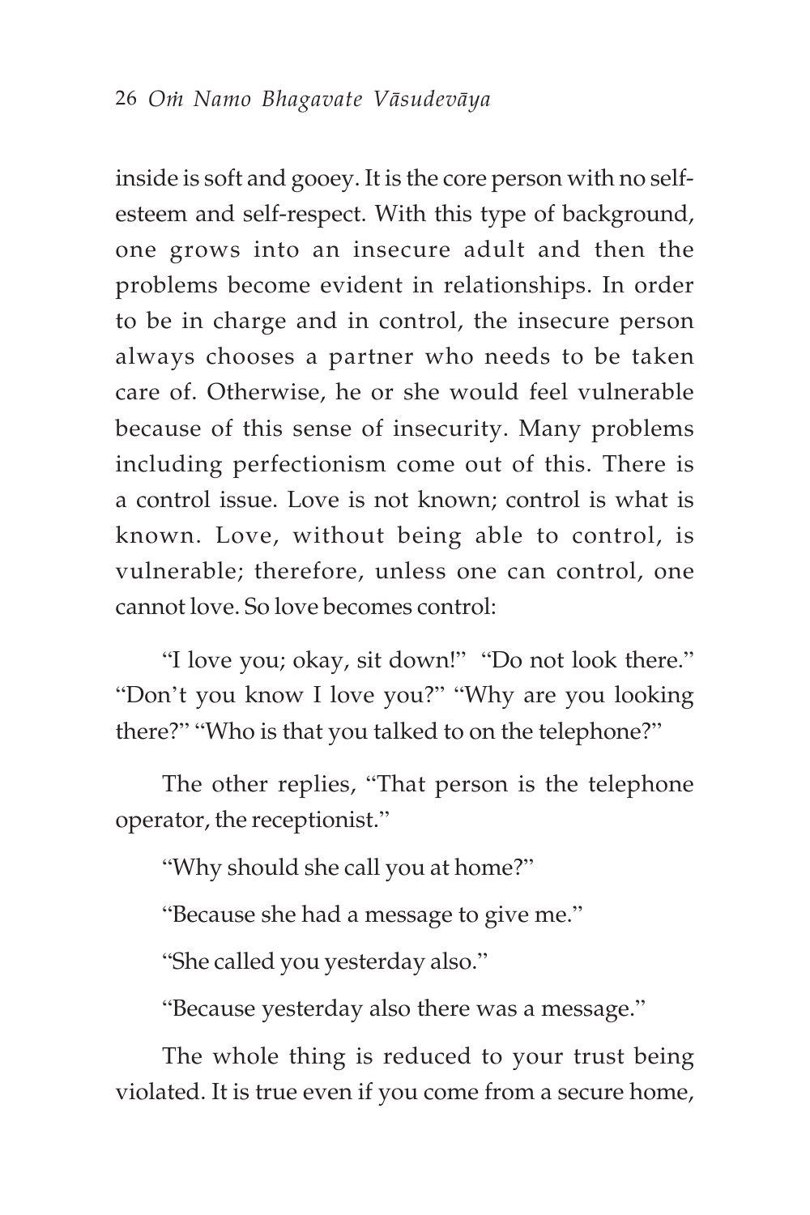inside is soft and gooey. It is the core person with no self-esteem and self-respect. With this type of background, one grows into an insecure adult and then the problems become evident in relationships. In order to be in charge and in control, the insecure person always chooses a partner who needs to be taken care of. Otherwise, he or she would feel vulnerable because of this sense of insecurity. Many problems including perfectionism come out of this. There is a control issue. Love is not known; control is what is known. Love, without being able to control, is vulnerable; therefore, unless one can control, one cannot love. So love becomes control:

"I love you; okay, sit down!" "Do not look there." "Don't you know I love you?" "Why are you looking there?" "Who is that you talked to on the telephone?"

The other replies, "That person is the telephone operator, the receptionist."

"Why should she call you at home?"

"Because she had a message to give me."

"She called you yesterday also."

"Because yesterday also there was a message."

The whole thing is reduced to your trust being violated. It is true even if you come from a secure home,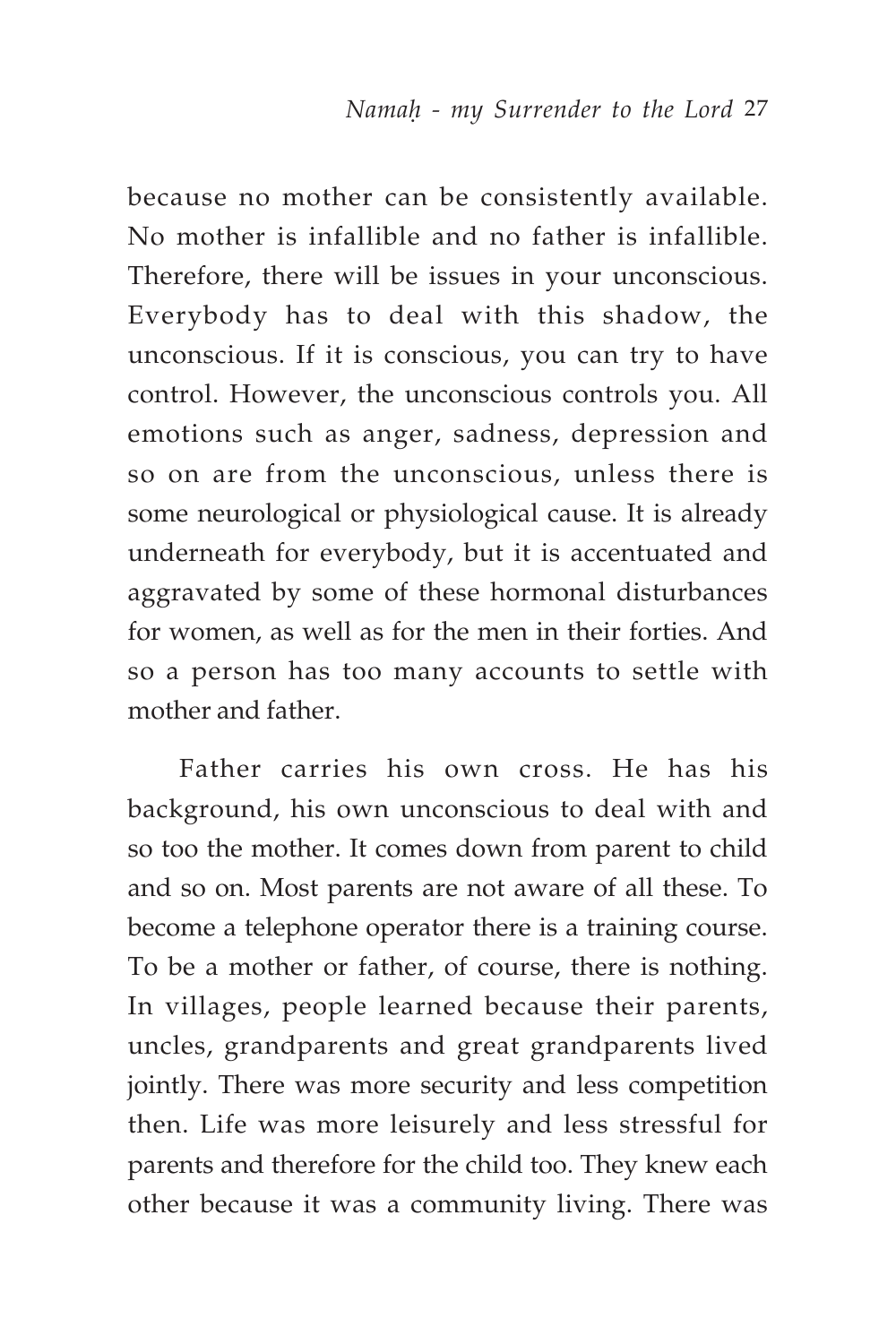because no mother can be consistently available. No mother is infallible and no father is infallible. Therefore, there will be issues in your unconscious. Everybody has to deal with this shadow, the unconscious. If it is conscious, you can try to have control. However, the unconscious controls you. All emotions such as anger, sadness, depression and so on are from the unconscious, unless there is some neurological or physiological cause. It is already underneath for everybody, but it is accentuated and aggravated by some of these hormonal disturbances for women, as well as for the men in their forties. And so a person has too many accounts to settle with mother and father.

Father carries his own cross. He has his background, his own unconscious to deal with and so too the mother. It comes down from parent to child and so on. Most parents are not aware of all these. To become a telephone operator there is a training course. To be a mother or father, of course, there is nothing. In villages, people learned because their parents, uncles, grandparents and great grandparents lived jointly. There was more security and less competition then. Life was more leisurely and less stressful for parents and therefore for the child too. They knew each other because it was a community living. There was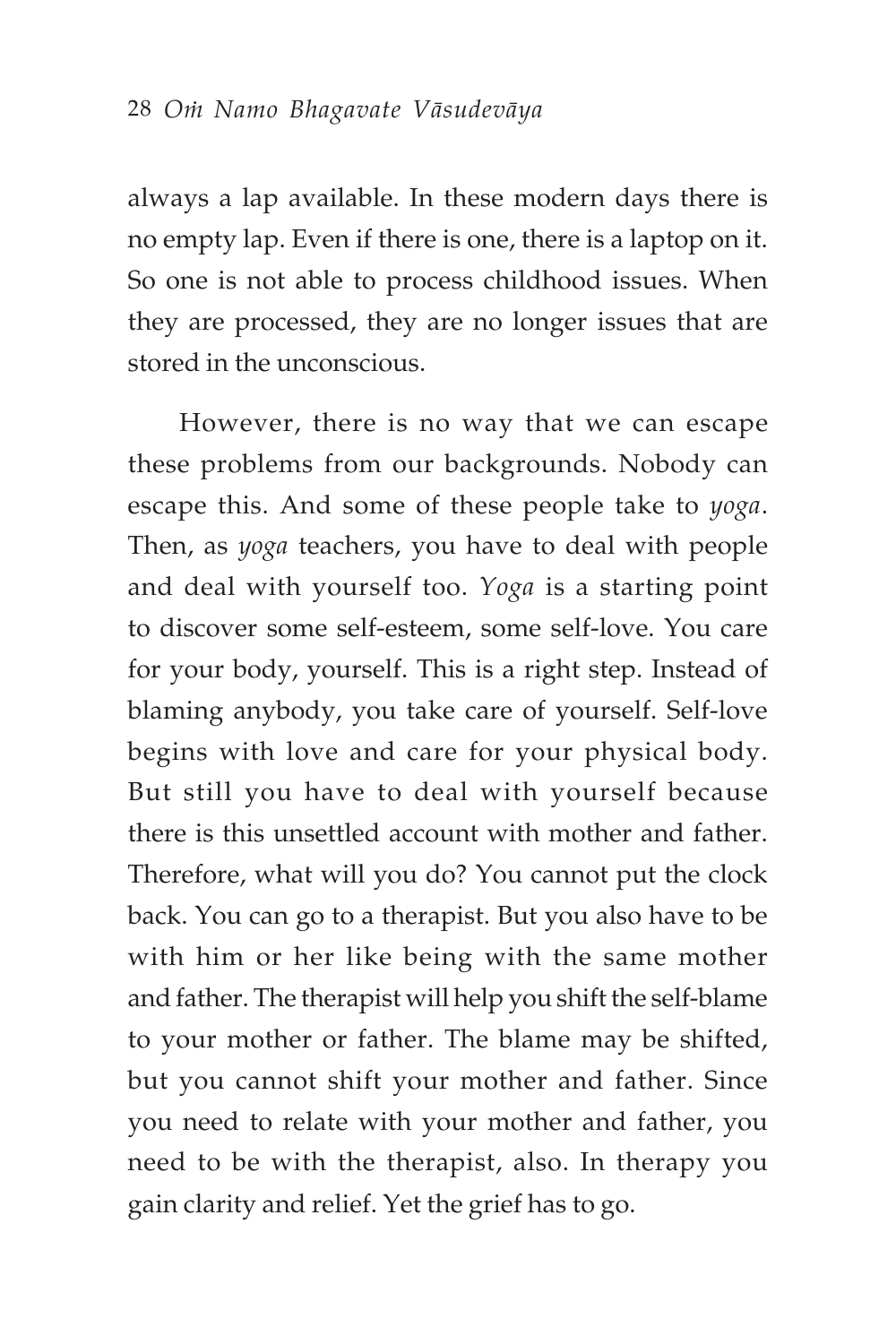always a lap available. In these modern days there is no empty lap. Even if there is one, there is a laptop on it. So one is not able to process childhood issues. When they are processed, they are no longer issues that are stored in the unconscious.

However, there is no way that we can escape these problems from our backgrounds. Nobody can escape this. And some of these people take to *yoga*. Then, as *yoga* teachers, you have to deal with people and deal with yourself too. *Yoga* is a starting point to discover some self-esteem, some self-love. You care for your body, yourself. This is a right step. Instead of blaming anybody, you take care of yourself. Self-love begins with love and care for your physical body. But still you have to deal with yourself because there is this unsettled account with mother and father. Therefore, what will you do? You cannot put the clock back. You can go to a therapist. But you also have to be with him or her like being with the same mother and father. The therapist will help you shift the self-blame to your mother or father. The blame may be shifted, but you cannot shift your mother and father. Since you need to relate with your mother and father, you need to be with the therapist, also. In therapy you gain clarity and relief. Yet the grief has to go.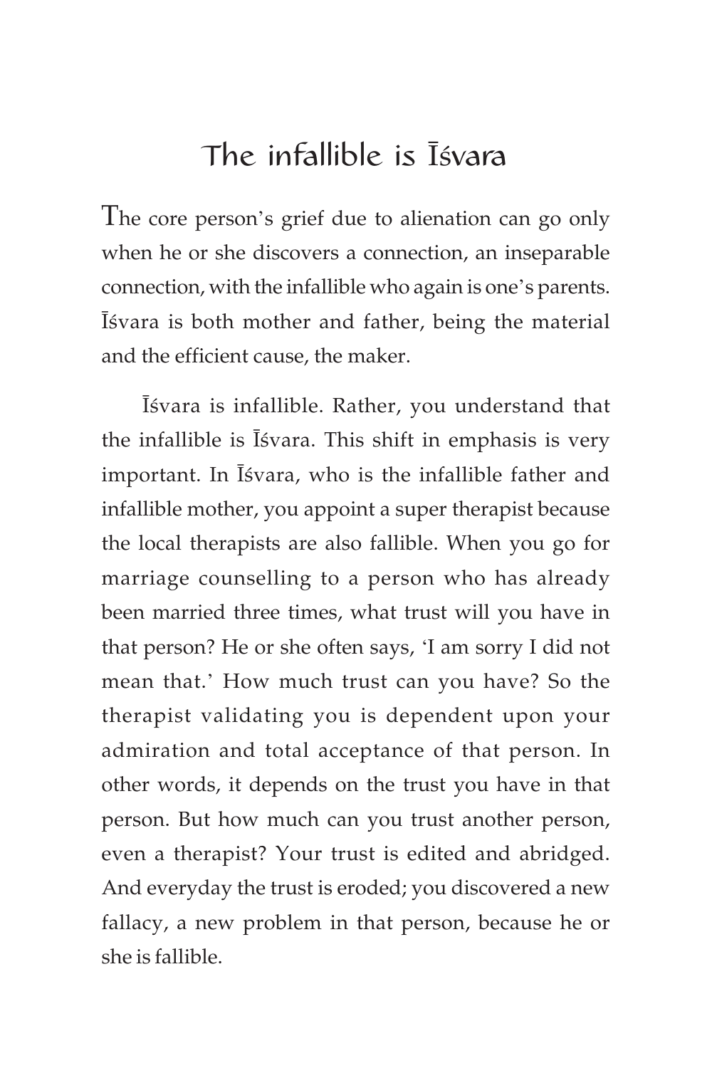# The infallible is Īśvara

The core person's grief due to alienation can go only when he or she discovers a connection, an inseparable connection, with the infallible who again is one's parents. Īśvara is both mother and father, being the material and the efficient cause, the maker.

Īśvara is infallible. Rather, you understand that the infallible is Īśvara. This shift in emphasis is very important. In Īśvara, who is the infallible father and infallible mother, you appoint a super therapist because the local therapists are also fallible. When you go for marriage counselling to a person who has already been married three times, what trust will you have in that person? He or she often says, 'I am sorry I did not mean that.' How much trust can you have? So the therapist validating you is dependent upon your admiration and total acceptance of that person. In other words, it depends on the trust you have in that person. But how much can you trust another person, even a therapist? Your trust is edited and abridged. And everyday the trust is eroded; you discovered a new fallacy, a new problem in that person, because he or she is fallible.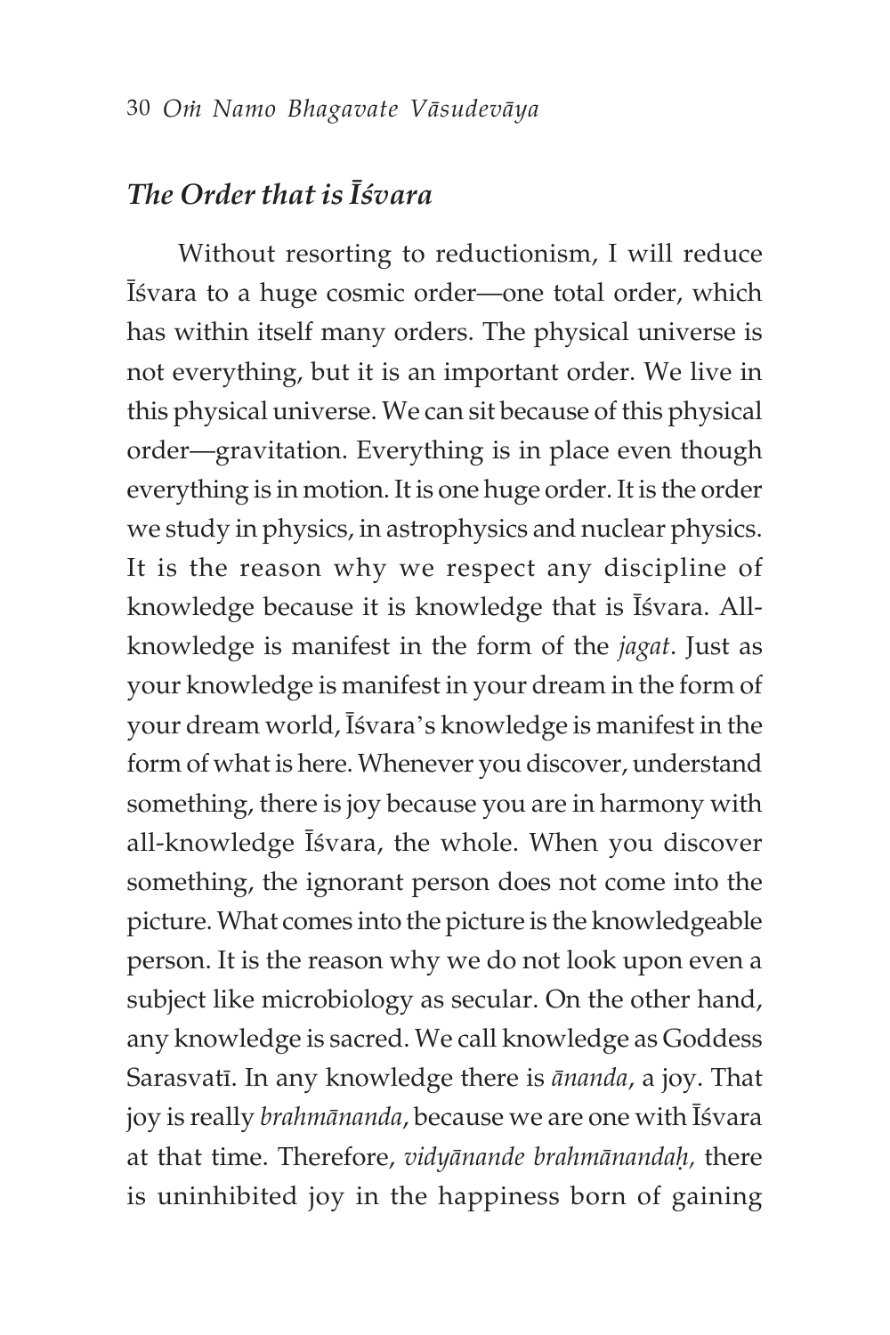## *The Order that is Īśvara*

Without resorting to reductionism, I will reduce Īśvara to a huge cosmic order—one total order, which has within itself many orders. The physical universe is not everything, but it is an important order. We live in this physical universe. We can sit because of this physical order—gravitation. Everything is in place even though everything is in motion. It is one huge order. It is the order we study in physics, in astrophysics and nuclear physics. It is the reason why we respect any discipline of knowledge because it is knowledge that is Īśvara. All-knowledge is manifest in the form of the *jagat*. Just as your knowledge is manifest in your dream in the form of your dream world, Īśvara's knowledge is manifest in the form of what is here. Whenever you discover, understand something, there is joy because you are in harmony with all-knowledge Īśvara, the whole. When you discover something, the ignorant person does not come into the picture. What comes into the picture is the knowledgeable person. It is the reason why we do not look upon even a subject like microbiology as secular. On the other hand, any knowledge is sacred. We call knowledge as Goddess Sarasvatī. In any knowledge there is *ānanda*, a joy. That joy is really *brahmānanda*, because we are one with Īśvara at that time. Therefore, *vidyānande brahmānandaḥ,* there is uninhibited joy in the happiness born of gaining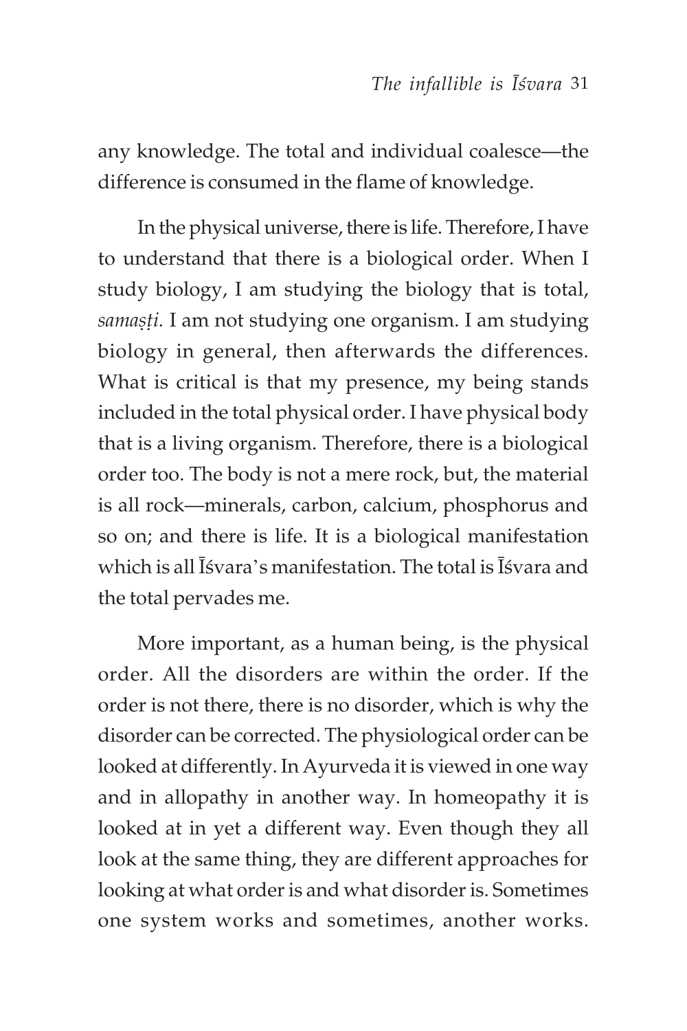any knowledge. The total and individual coalesce—the difference is consumed in the flame of knowledge.

In the physical universe, there is life. Therefore, I have to understand that there is a biological order. When I study biology, I am studying the biology that is total, *samaṣṭi.* I am not studying one organism. I am studying biology in general, then afterwards the differences. What is critical is that my presence, my being stands included in the total physical order. I have physical body that is a living organism. Therefore, there is a biological order too. The body is not a mere rock, but, the material is all rock—minerals, carbon, calcium, phosphorus and so on; and there is life. It is a biological manifestation which is all Īśvara's manifestation. The total is Īśvara and the total pervades me.

More important, as a human being, is the physical order. All the disorders are within the order. If the order is not there, there is no disorder, which is why the disorder can be corrected. The physiological order can be looked at differently. In Ayurveda it is viewed in one way and in allopathy in another way. In homeopathy it is looked at in yet a different way. Even though they all look at the same thing, they are different approaches for looking at what order is and what disorder is. Sometimes one system works and sometimes, another works.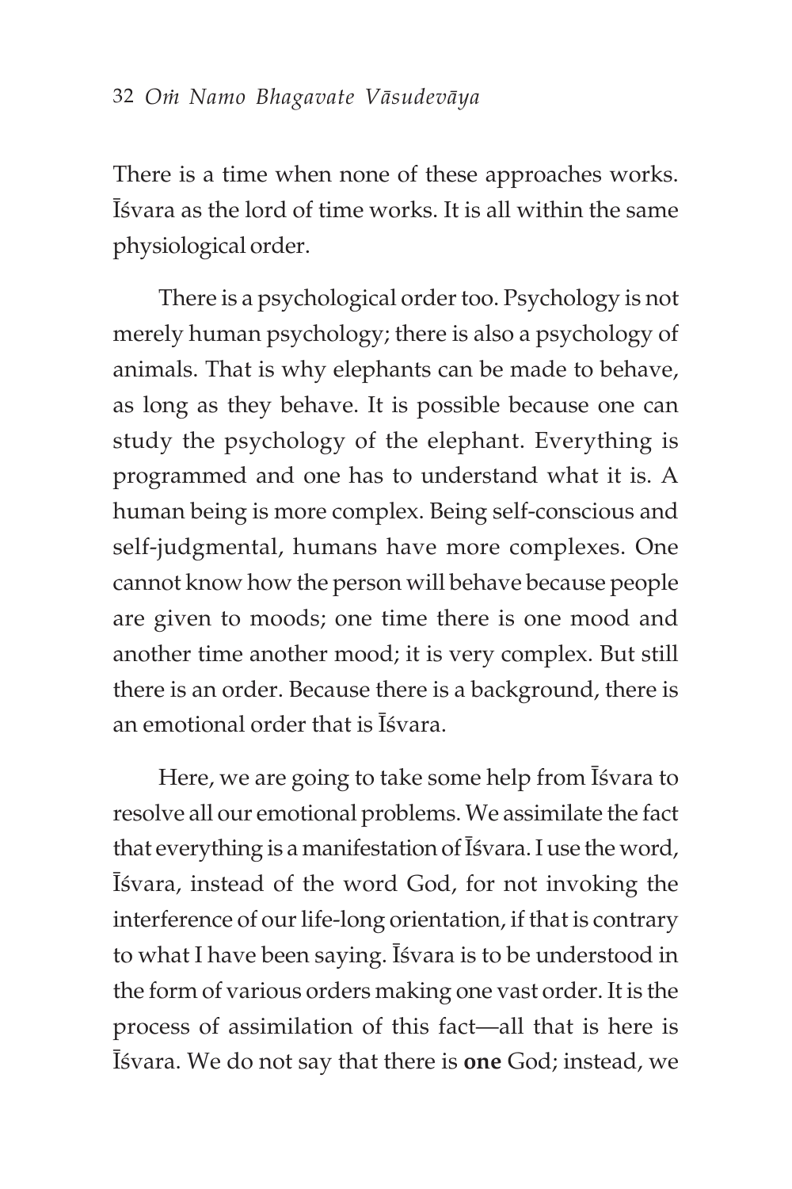There is a time when none of these approaches works. Īśvara as the lord of time works. It is all within the same physiological order.

There is a psychological order too. Psychology is not merely human psychology; there is also a psychology of animals. That is why elephants can be made to behave, as long as they behave. It is possible because one can study the psychology of the elephant. Everything is programmed and one has to understand what it is. A human being is more complex. Being self-conscious and self-judgmental, humans have more complexes. One cannot know how the person will behave because people are given to moods; one time there is one mood and another time another mood; it is very complex. But still there is an order. Because there is a background, there is an emotional order that is Īśvara.

Here, we are going to take some help from Īśvara to resolve all our emotional problems. We assimilate the fact that everything is a manifestation of Īśvara. I use the word, Īśvara, instead of the word God, for not invoking the interference of our life-long orientation, if that is contrary to what I have been saying. Īśvara is to be understood in the form of various orders making one vast order. It is the process of assimilation of this fact—all that is here is Īśvara. We do not say that there is **one** God; instead, we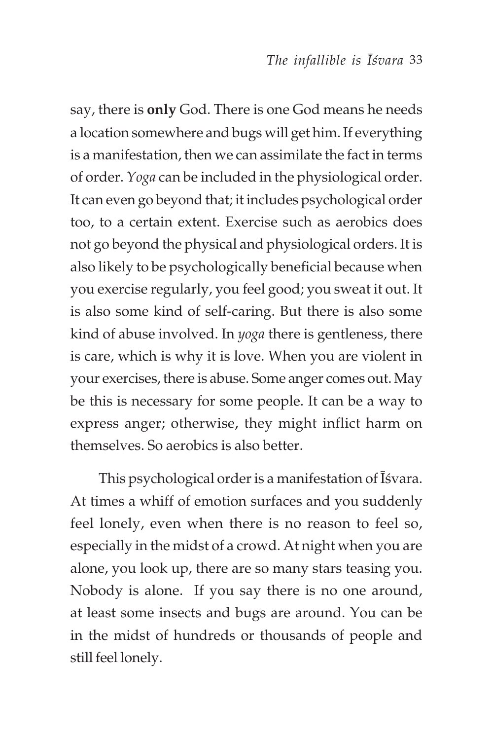say, there is **only** God. There is one God means he needs a location somewhere and bugs will get him. If everything is a manifestation, then we can assimilate the fact in terms of order. *Yoga* can be included in the physiological order. It can even go beyond that; it includes psychological order too, to a certain extent. Exercise such as aerobics does not go beyond the physical and physiological orders. It is also likely to be psychologically beneficial because when you exercise regularly, you feel good; you sweat it out. It is also some kind of self-caring. But there is also some kind of abuse involved. In *yoga* there is gentleness, there is care, which is why it is love. When you are violent in your exercises, there is abuse. Some anger comes out. May be this is necessary for some people. It can be a way to express anger; otherwise, they might inflict harm on themselves. So aerobics is also better.

This psychological order is a manifestation of Īśvara. At times a whiff of emotion surfaces and you suddenly feel lonely, even when there is no reason to feel so, especially in the midst of a crowd. At night when you are alone, you look up, there are so many stars teasing you. Nobody is alone. If you say there is no one around, at least some insects and bugs are around. You can be in the midst of hundreds or thousands of people and still feel lonely.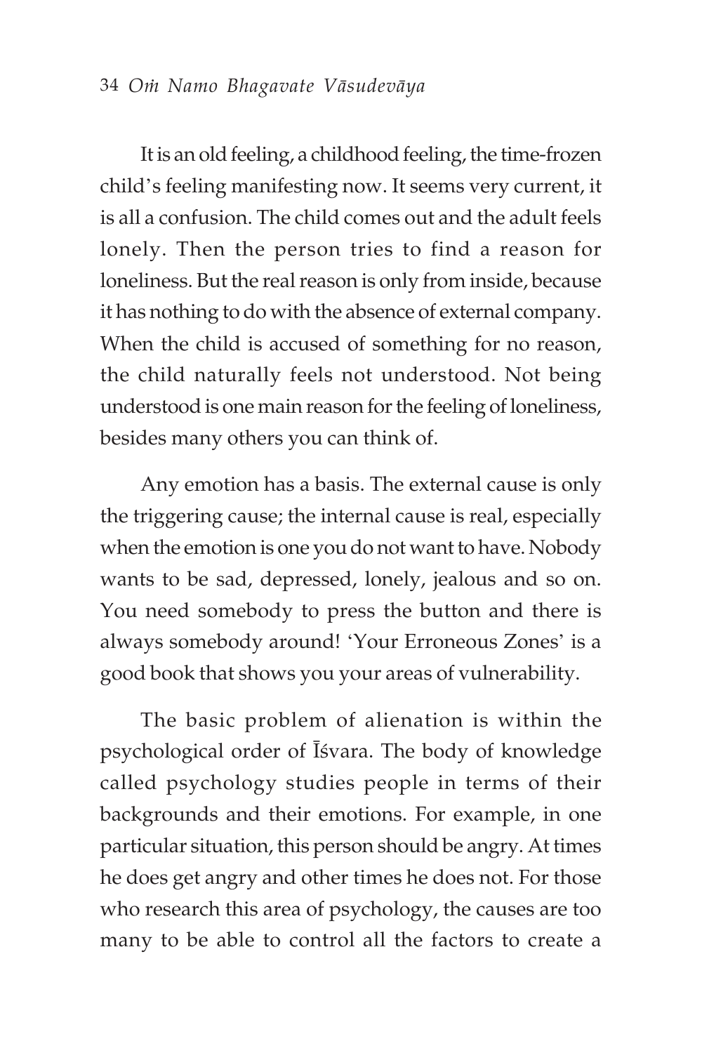It is an old feeling, a childhood feeling, the time-frozen child's feeling manifesting now. It seems very current, it is all a confusion. The child comes out and the adult feels lonely. Then the person tries to find a reason for loneliness. But the real reason is only from inside, because it has nothing to do with the absence of external company. When the child is accused of something for no reason, the child naturally feels not understood. Not being understood is one main reason for the feeling of loneliness, besides many others you can think of.

Any emotion has a basis. The external cause is only the triggering cause; the internal cause is real, especially when the emotion is one you do not want to have. Nobody wants to be sad, depressed, lonely, jealous and so on. You need somebody to press the button and there is always somebody around! 'Your Erroneous Zones' is a good book that shows you your areas of vulnerability.

The basic problem of alienation is within the psychological order of Īśvara. The body of knowledge called psychology studies people in terms of their backgrounds and their emotions. For example, in one particular situation, this person should be angry. At times he does get angry and other times he does not. For those who research this area of psychology, the causes are too many to be able to control all the factors to create a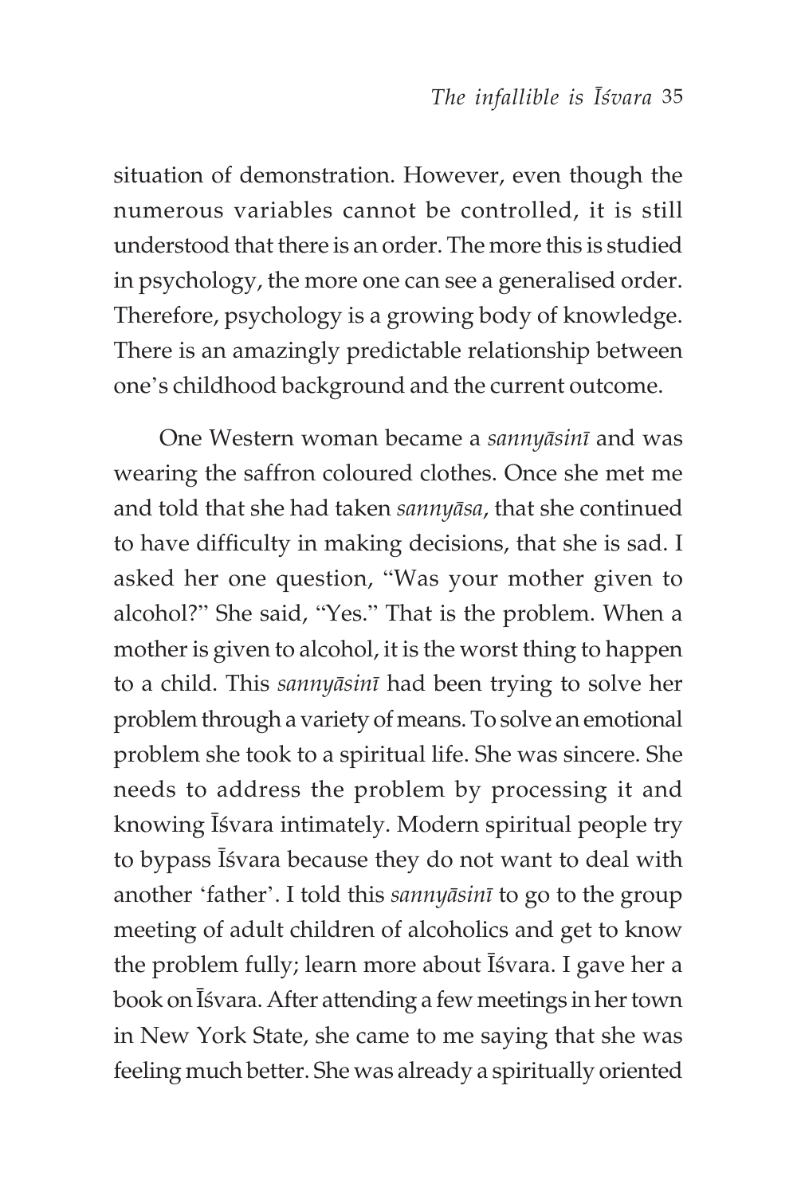situation of demonstration. However, even though the numerous variables cannot be controlled, it is still understood that there is an order. The more this is studied in psychology, the more one can see a generalised order. Therefore, psychology is a growing body of knowledge. There is an amazingly predictable relationship between one's childhood background and the current outcome.

One Western woman became a *sannyāsinī* and was wearing the saffron coloured clothes. Once she met me and told that she had taken *sannyāsa*, that she continued to have difficulty in making decisions, that she is sad. I asked her one question, "Was your mother given to alcohol?" She said, "Yes." That is the problem. When a mother is given to alcohol, it is the worst thing to happen to a child. This *sannyāsinī* had been trying to solve her problem through a variety of means. To solve an emotional problem she took to a spiritual life. She was sincere. She needs to address the problem by processing it and knowing Īśvara intimately. Modern spiritual people try to bypass Īśvara because they do not want to deal with another 'father'. I told this *sannyāsinī* to go to the group meeting of adult children of alcoholics and get to know the problem fully; learn more about Īśvara. I gave her a book on Īśvara. After attending a few meetings in her town in New York State, she came to me saying that she was feeling much better. She was already a spiritually oriented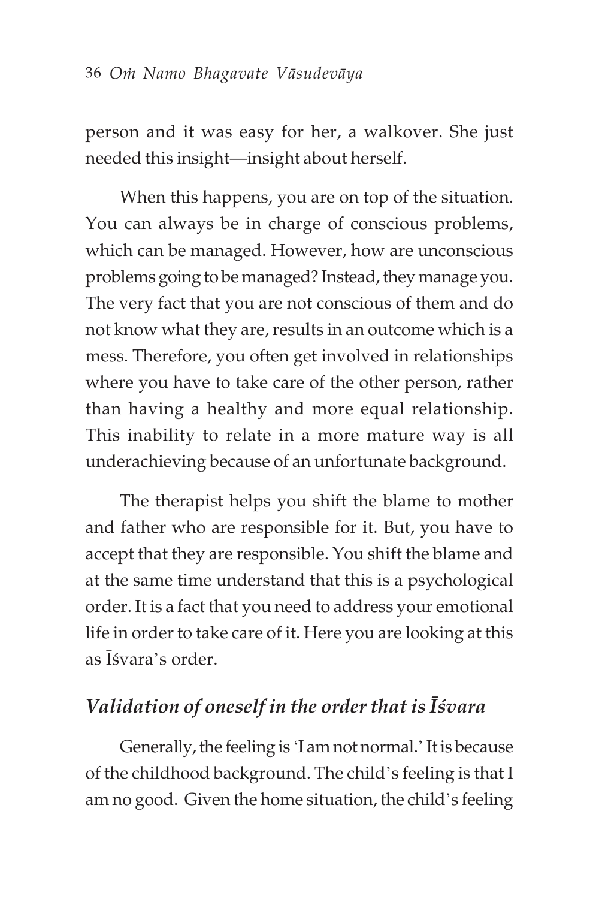person and it was easy for her, a walkover. She just needed this insight—insight about herself.

When this happens, you are on top of the situation. You can always be in charge of conscious problems, which can be managed. However, how are unconscious problems going to be managed? Instead, they manage you. The very fact that you are not conscious of them and do not know what they are, results in an outcome which is a mess. Therefore, you often get involved in relationships where you have to take care of the other person, rather than having a healthy and more equal relationship. This inability to relate in a more mature way is all underachieving because of an unfortunate background.

The therapist helps you shift the blame to mother and father who are responsible for it. But, you have to accept that they are responsible. You shift the blame and at the same time understand that this is a psychological order. It is a fact that you need to address your emotional life in order to take care of it. Here you are looking at this as Īśvara's order.

## *Validation of oneself in the order that is Īśvara*

Generally, the feeling is 'I am not normal.' It is because of the childhood background. The child's feeling is that I am no good. Given the home situation, the child's feeling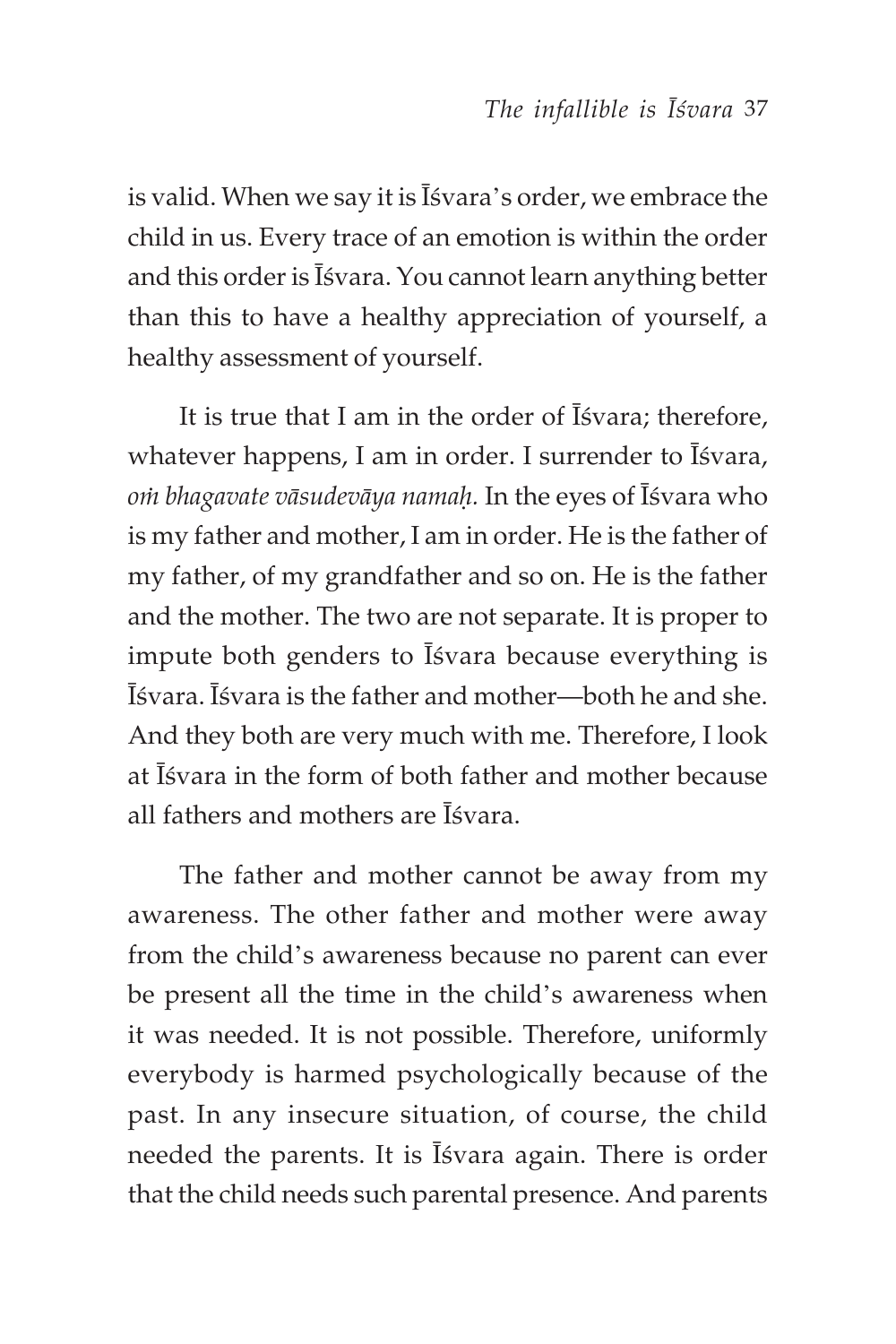is valid. When we say it is Īśvara's order, we embrace the child in us. Every trace of an emotion is within the order and this order is Īśvara. You cannot learn anything better than this to have a healthy appreciation of yourself, a healthy assessment of yourself.

It is true that I am in the order of Īśvara; therefore, whatever happens, I am in order. I surrender to Īśvara, *oṁ bhagavate vāsudevāya namaḥ*. In the eyes of Īśvara who is my father and mother, I am in order. He is the father of my father, of my grandfather and so on. He is the father and the mother. The two are not separate. It is proper to impute both genders to Īśvara because everything is Īśvara. Īśvara is the father and mother—both he and she. And they both are very much with me. Therefore, I look at Īśvara in the form of both father and mother because all fathers and mothers are Īśvara.

The father and mother cannot be away from my awareness. The other father and mother were away from the child's awareness because no parent can ever be present all the time in the child's awareness when it was needed. It is not possible. Therefore, uniformly everybody is harmed psychologically because of the past. In any insecure situation, of course, the child needed the parents. It is Īśvara again. There is order that the child needs such parental presence. And parents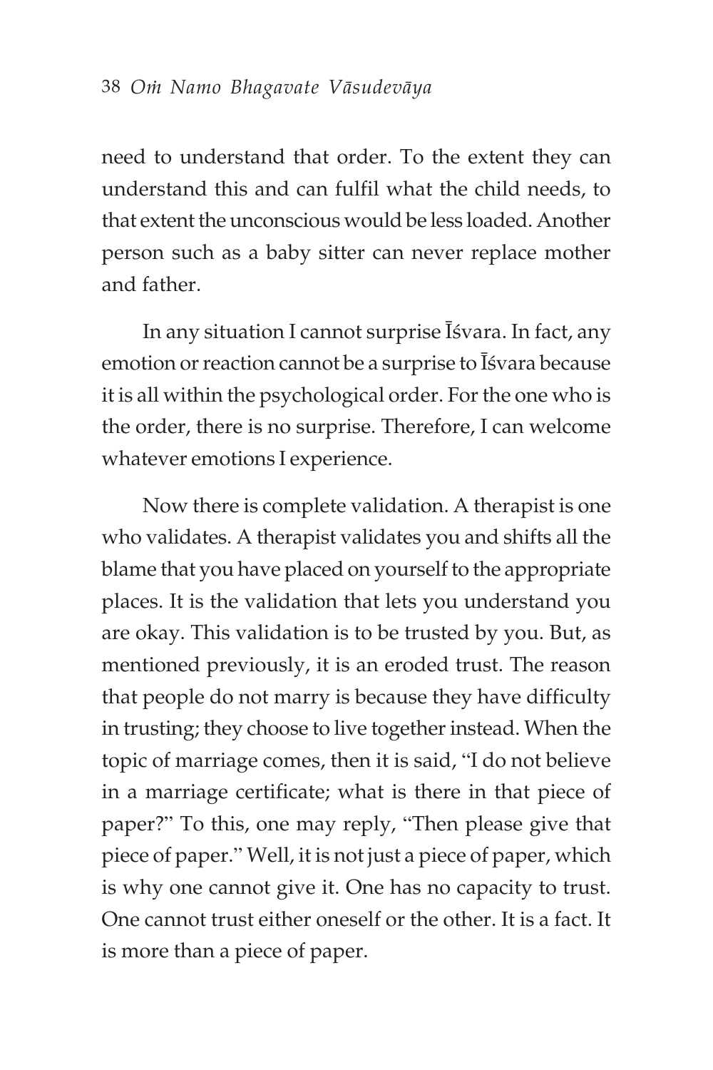need to understand that order. To the extent they can understand this and can fulfil what the child needs, to that extent the unconscious would be less loaded. Another person such as a baby sitter can never replace mother and father.

In any situation I cannot surprise Īśvara. In fact, any emotion or reaction cannot be a surprise to Īśvara because it is all within the psychological order. For the one who is the order, there is no surprise. Therefore, I can welcome whatever emotions I experience.

Now there is complete validation. A therapist is one who validates. A therapist validates you and shifts all the blame that you have placed on yourself to the appropriate places. It is the validation that lets you understand you are okay. This validation is to be trusted by you. But, as mentioned previously, it is an eroded trust. The reason that people do not marry is because they have difficulty in trusting; they choose to live together instead. When the topic of marriage comes, then it is said, "I do not believe in a marriage certificate; what is there in that piece of paper?" To this, one may reply, "Then please give that piece of paper." Well, it is not just a piece of paper, which is why one cannot give it. One has no capacity to trust. One cannot trust either oneself or the other. It is a fact. It is more than a piece of paper.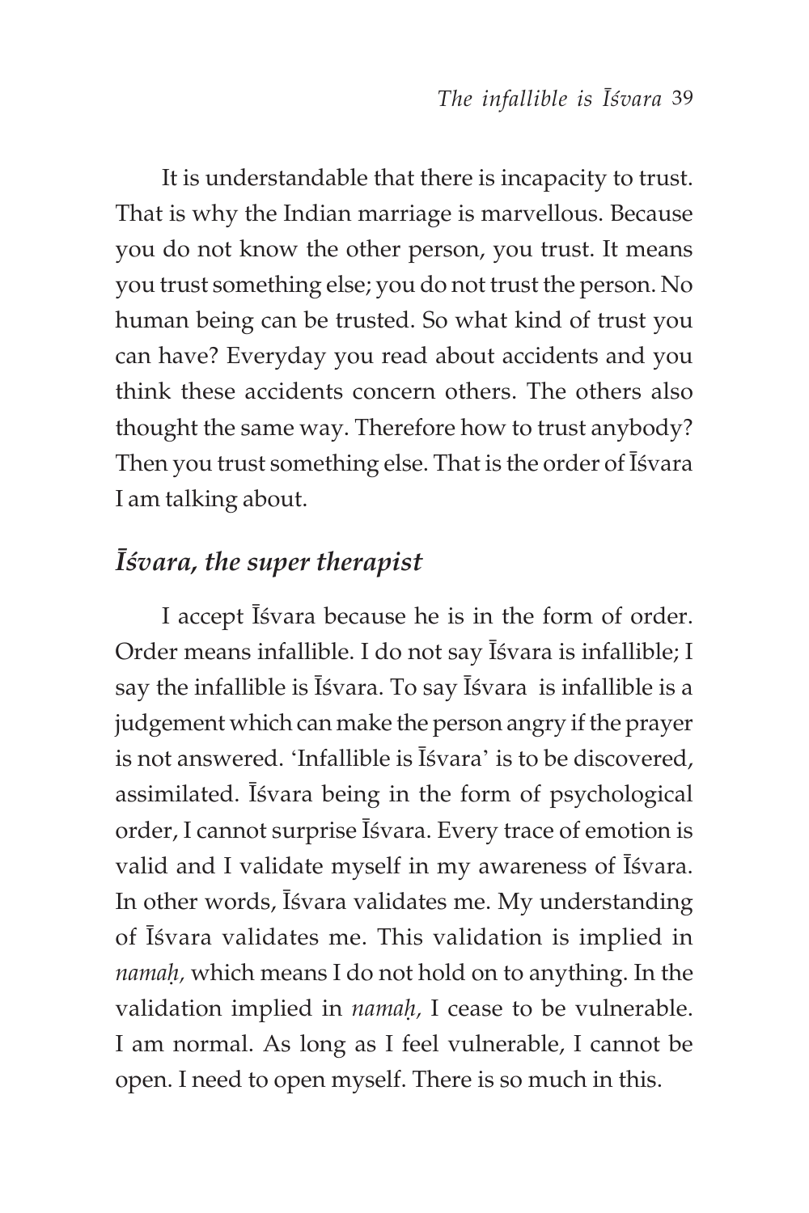It is understandable that there is incapacity to trust. That is why the Indian marriage is marvellous. Because you do not know the other person, you trust. It means you trust something else; you do not trust the person. No human being can be trusted. So what kind of trust you can have? Everyday you read about accidents and you think these accidents concern others. The others also thought the same way. Therefore how to trust anybody? Then you trust something else. That is the order of Īśvara I am talking about.

## *Īśvara, the super therapist*

I accept Īśvara because he is in the form of order. Order means infallible. I do not say Īśvara is infallible; I say the infallible is Īśvara. To say Īśvara is infallible is a judgement which can make the person angry if the prayer is not answered. 'Infallible is Īśvara' is to be discovered, assimilated. Īśvara being in the form of psychological order, I cannot surprise Īśvara. Every trace of emotion is valid and I validate myself in my awareness of Īśvara. In other words, Īśvara validates me. My understanding of Īśvara validates me. This validation is implied in *namaḥ,* which means I do not hold on to anything. In the validation implied in *namaḥ,* I cease to be vulnerable. I am normal. As long as I feel vulnerable, I cannot be open. I need to open myself. There is so much in this.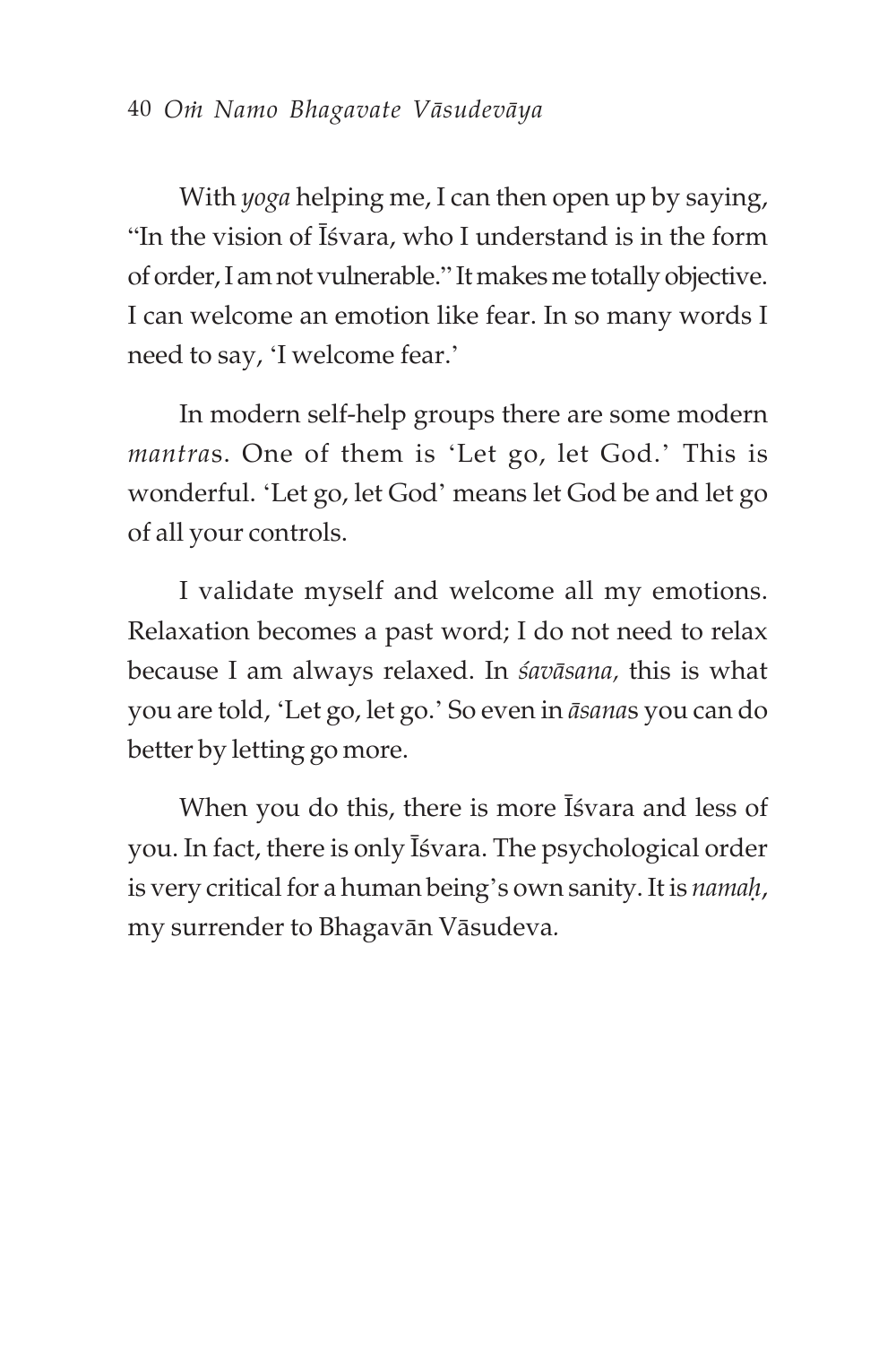With *yoga* helping me, I can then open up by saying, "In the vision of Īśvara, who I understand is in the form of order, I am not vulnerable." It makes me totally objective. I can welcome an emotion like fear. In so many words I need to say, 'I welcome fear.'

In modern self-help groups there are some modern *mantra*s. One of them is 'Let go, let God.' This is wonderful. 'Let go, let God' means let God be and let go of all your controls.

I validate myself and welcome all my emotions. Relaxation becomes a past word; I do not need to relax because I am always relaxed. In *śavāsana,* this is what you are told, 'Let go, let go.' So even in *āsana*s you can do better by letting go more.

When you do this, there is more Īśvara and less of you. In fact, there is only Īśvara. The psychological order is very critical for a human being's own sanity. It is *namaḥ*, my surrender to Bhagavān Vāsudeva.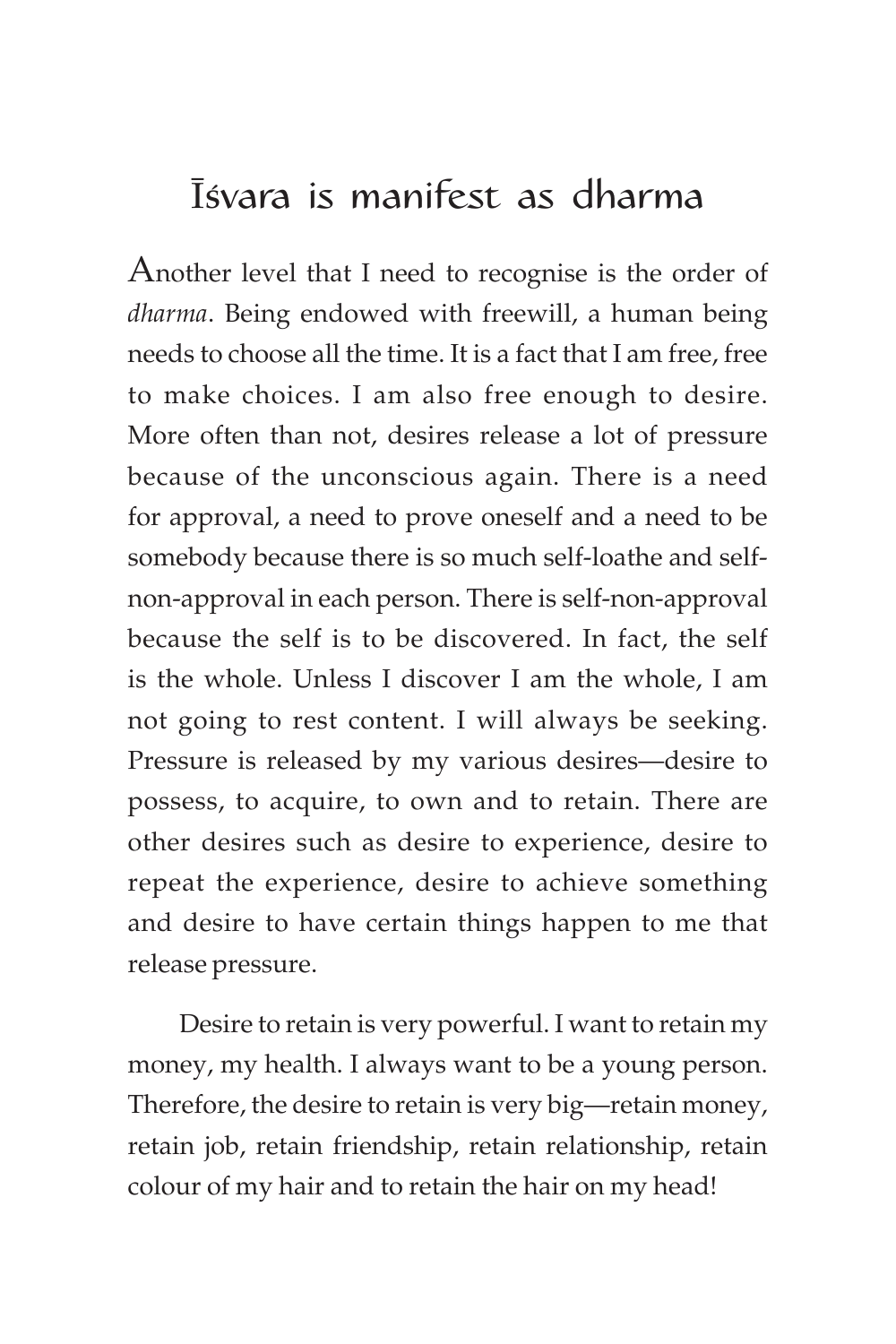## Īśvara is manifest as dharma

Another level that I need to recognise is the order of *dharma*. Being endowed with freewill, a human being needs to choose all the time. It is a fact that I am free, free to make choices. I am also free enough to desire. More often than not, desires release a lot of pressure because of the unconscious again. There is a need for approval, a need to prove oneself and a need to be somebody because there is so much self-loathe and self-non-approval in each person. There is self-non-approval because the self is to be discovered. In fact, the self is the whole. Unless I discover I am the whole, I am not going to rest content. I will always be seeking. Pressure is released by my various desires—desire to possess, to acquire, to own and to retain. There are other desires such as desire to experience, desire to repeat the experience, desire to achieve something and desire to have certain things happen to me that release pressure.

Desire to retain is very powerful. I want to retain my money, my health. I always want to be a young person. Therefore, the desire to retain is very big—retain money, retain job, retain friendship, retain relationship, retain colour of my hair and to retain the hair on my head!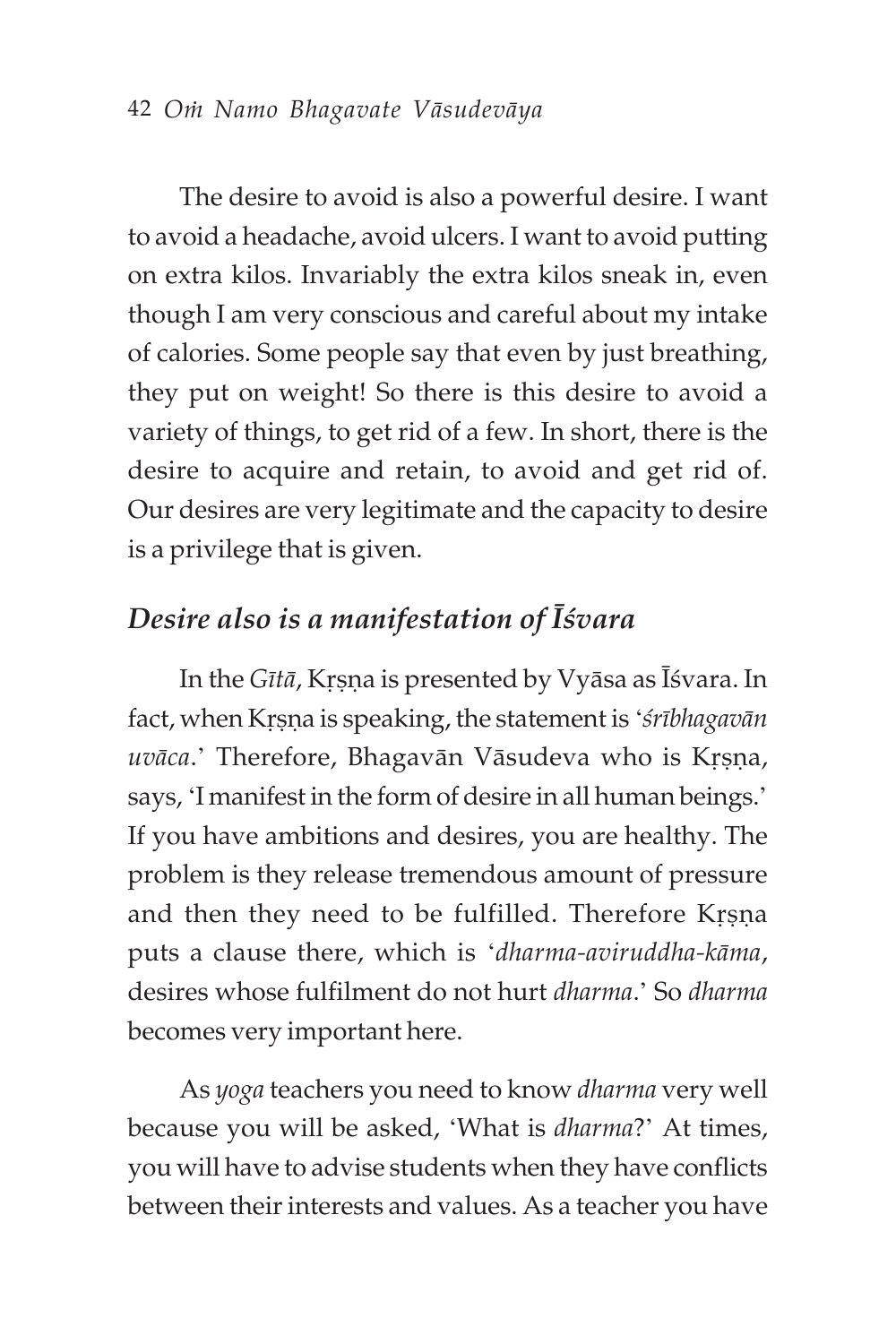The desire to avoid is also a powerful desire. I want to avoid a headache, avoid ulcers. I want to avoid putting on extra kilos. Invariably the extra kilos sneak in, even though I am very conscious and careful about my intake of calories. Some people say that even by just breathing, they put on weight! So there is this desire to avoid a variety of things, to get rid of a few. In short, there is the desire to acquire and retain, to avoid and get rid of. Our desires are very legitimate and the capacity to desire is a privilege that is given.

## *Desire also is a manifestation of Īśvara*

In the *Gītā*, Kṛṣṇa is presented by Vyāsa as Īśvara. In fact, when Kṛṣṇa is speaking, the statement is '*śrībhagavān uvāca*.' Therefore, Bhagavān Vāsudeva who is Kṛṣṇa, says, 'I manifest in the form of desire in all human beings.' If you have ambitions and desires, you are healthy. The problem is they release tremendous amount of pressure and then they need to be fulfilled. Therefore Kṛṣṇa puts a clause there, which is '*dharma-aviruddha-kāma*, desires whose fulfilment do not hurt *dharma*.' So *dharma* becomes very important here.

As *yoga* teachers you need to know *dharma* very well because you will be asked, 'What is *dharma*?' At times, you will have to advise students when they have conflicts between their interests and values. As a teacher you have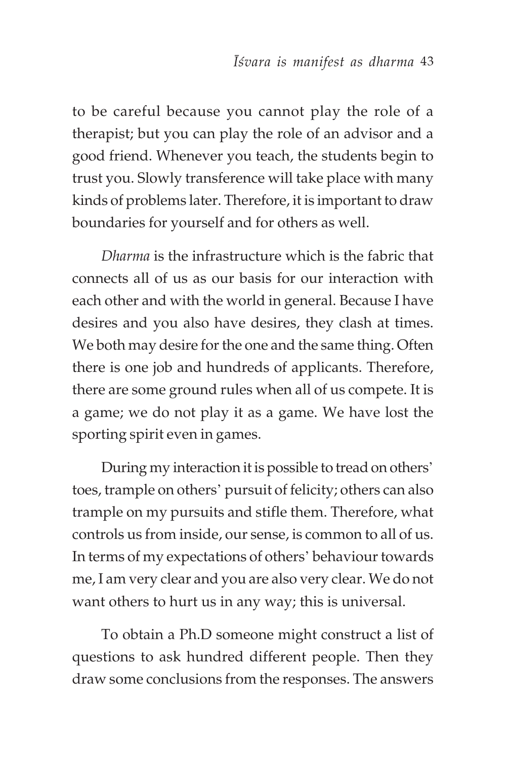to be careful because you cannot play the role of a therapist; but you can play the role of an advisor and a good friend. Whenever you teach, the students begin to trust you. Slowly transference will take place with many kinds of problems later. Therefore, it is important to draw boundaries for yourself and for others as well.

*Dharma* is the infrastructure which is the fabric that connects all of us as our basis for our interaction with each other and with the world in general. Because I have desires and you also have desires, they clash at times. We both may desire for the one and the same thing. Often there is one job and hundreds of applicants. Therefore, there are some ground rules when all of us compete. It is a game; we do not play it as a game. We have lost the sporting spirit even in games.

During my interaction it is possible to tread on others' toes, trample on others' pursuit of felicity; others can also trample on my pursuits and stifle them. Therefore, what controls us from inside, our sense, is common to all of us. In terms of my expectations of others' behaviour towards me, I am very clear and you are also very clear. We do not want others to hurt us in any way; this is universal.

To obtain a Ph.D someone might construct a list of questions to ask hundred different people. Then they draw some conclusions from the responses. The answers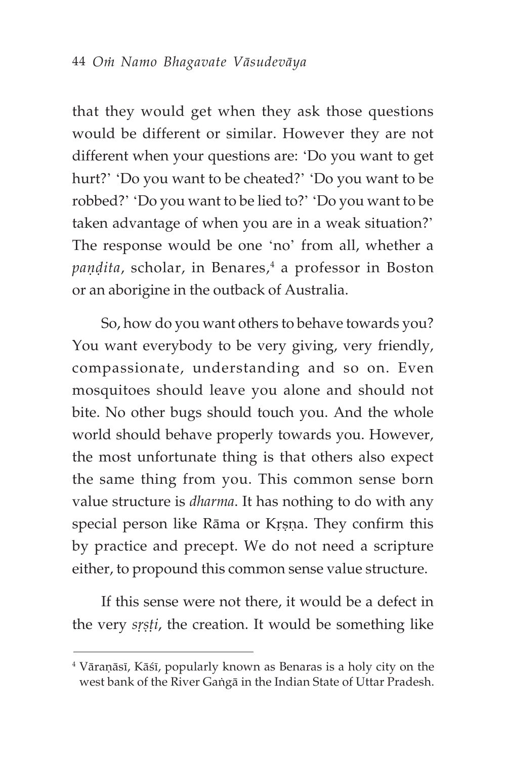that they would get when they ask those questions would be different or similar. However they are not different when your questions are: 'Do you want to get hurt?' 'Do you want to be cheated?' 'Do you want to be robbed?' 'Do you want to be lied to?' 'Do you want to be taken advantage of when you are in a weak situation?' The response would be one 'no' from all, whether a *paṇḍita*, scholar, in Benares,[4] a professor in Boston or an aborigine in the outback of Australia.

So, how do you want others to behave towards you? You want everybody to be very giving, very friendly, compassionate, understanding and so on. Even mosquitoes should leave you alone and should not bite. No other bugs should touch you. And the whole world should behave properly towards you. However, the most unfortunate thing is that others also expect the same thing from you. This common sense born value structure is *dharma*. It has nothing to do with any special person like Rāma or Kṛṣṇa. They confirm this by practice and precept. We do not need a scripture either, to propound this common sense value structure.

If this sense were not there, it would be a defect in the very *sṛṣṭi*, the creation. It would be something like

---

[4] Vāraṇāsī, Kāśī, popularly known as Benaras is a holy city on the west bank of the River Gaṅgā in the Indian State of Uttar Pradesh.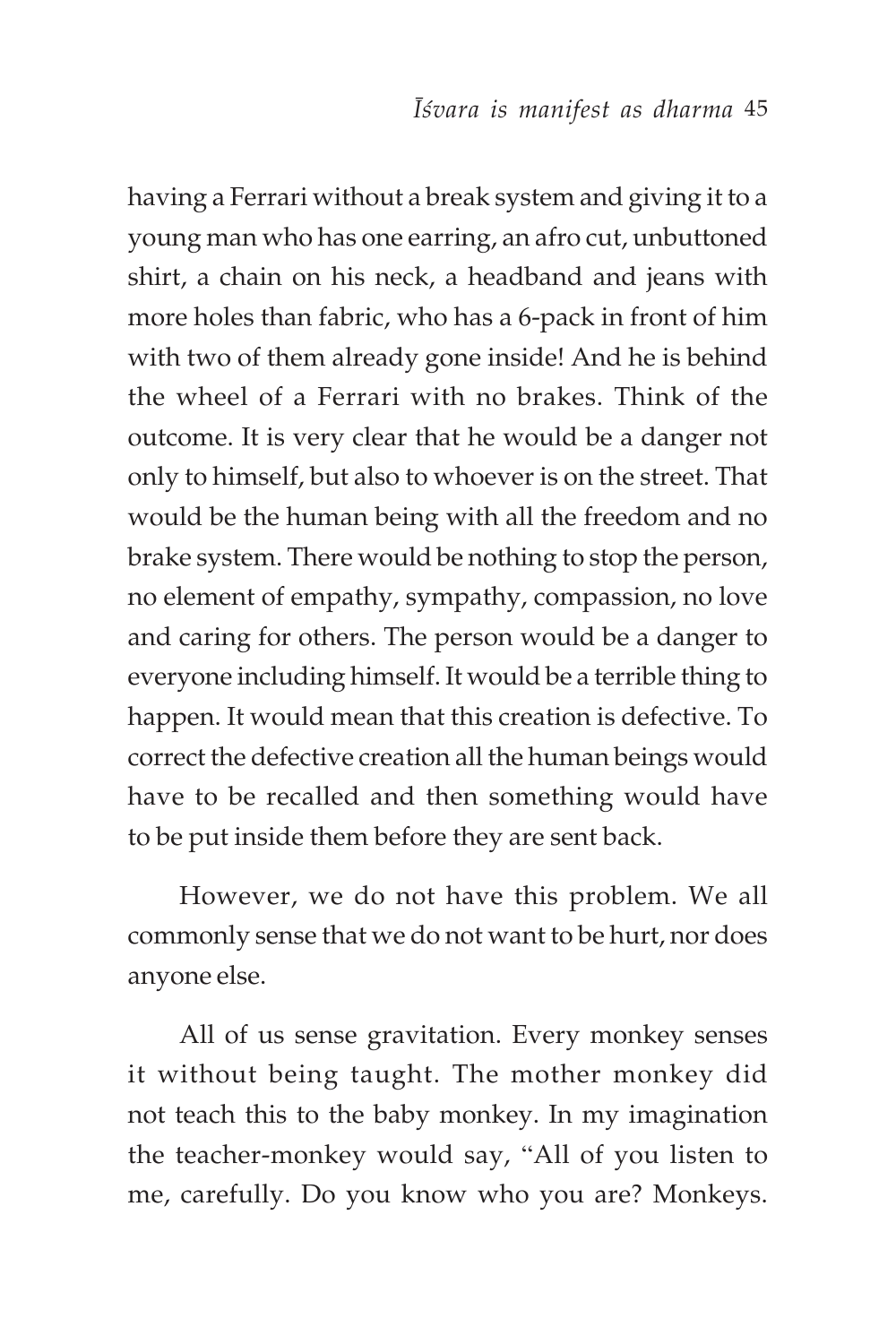having a Ferrari without a break system and giving it to a young man who has one earring, an afro cut, unbuttoned shirt, a chain on his neck, a headband and jeans with more holes than fabric, who has a 6-pack in front of him with two of them already gone inside! And he is behind the wheel of a Ferrari with no brakes. Think of the outcome. It is very clear that he would be a danger not only to himself, but also to whoever is on the street. That would be the human being with all the freedom and no brake system. There would be nothing to stop the person, no element of empathy, sympathy, compassion, no love and caring for others. The person would be a danger to everyone including himself. It would be a terrible thing to happen. It would mean that this creation is defective. To correct the defective creation all the human beings would have to be recalled and then something would have to be put inside them before they are sent back.

However, we do not have this problem. We all commonly sense that we do not want to be hurt, nor does anyone else.

All of us sense gravitation. Every monkey senses it without being taught. The mother monkey did not teach this to the baby monkey. In my imagination the teacher-monkey would say, "All of you listen to me, carefully. Do you know who you are? Monkeys.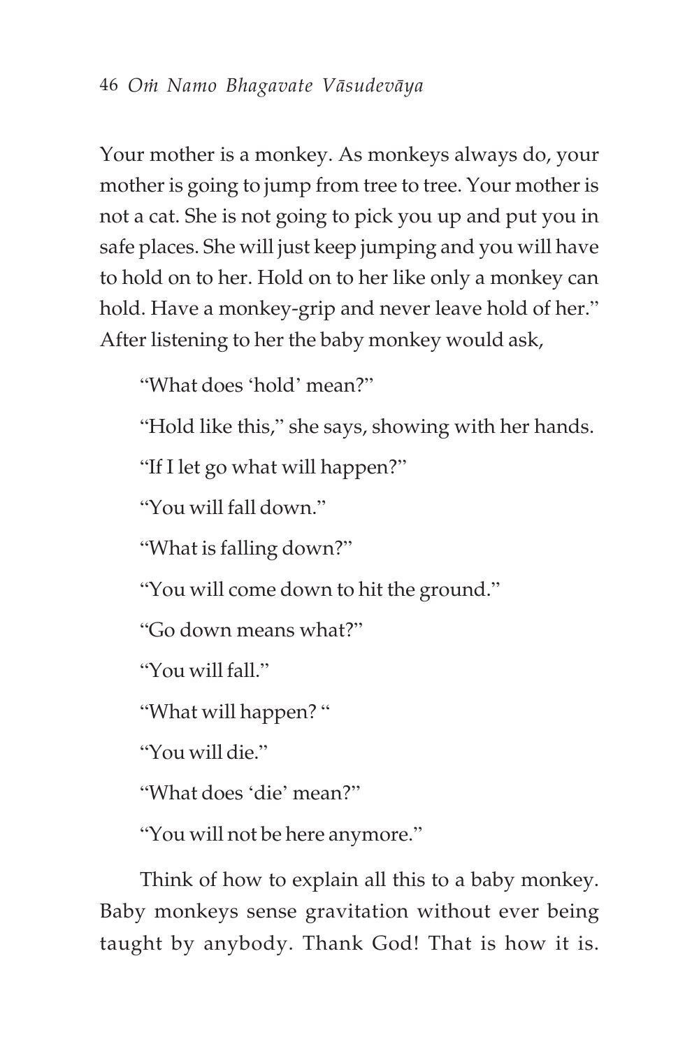Your mother is a monkey. As monkeys always do, your mother is going to jump from tree to tree. Your mother is not a cat. She is not going to pick you up and put you in safe places. She will just keep jumping and you will have to hold on to her. Hold on to her like only a monkey can hold. Have a monkey-grip and never leave hold of her." After listening to her the baby monkey would ask,

"What does 'hold' mean?"

"Hold like this," she says, showing with her hands.

"If I let go what will happen?"

"You will fall down."

"What is falling down?"

"You will come down to hit the ground."

"Go down means what?"

"You will fall."

"What will happen? "

"You will die."

"What does 'die' mean?"

"You will not be here anymore."

Think of how to explain all this to a baby monkey. Baby monkeys sense gravitation without ever being taught by anybody. Thank God! That is how it is.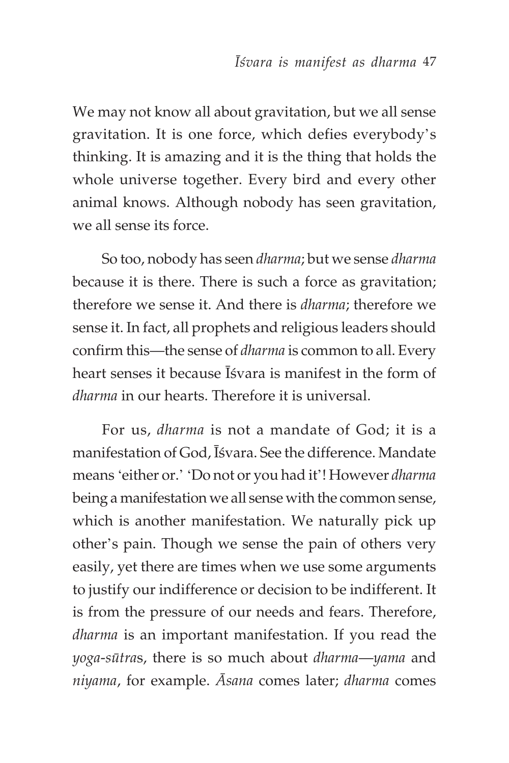We may not know all about gravitation, but we all sense gravitation. It is one force, which defies everybody's thinking. It is amazing and it is the thing that holds the whole universe together. Every bird and every other animal knows. Although nobody has seen gravitation, we all sense its force.

So too, nobody has seen *dharma*; but we sense *dharma* because it is there. There is such a force as gravitation; therefore we sense it. And there is *dharma*; therefore we sense it. In fact, all prophets and religious leaders should confirm this—the sense of *dharma* is common to all. Every heart senses it because Īśvara is manifest in the form of *dharma* in our hearts. Therefore it is universal.

For us, *dharma* is not a mandate of God; it is a manifestation of God, Īśvara. See the difference. Mandate means 'either or.' 'Do not or you had it'! However *dharma* being a manifestation we all sense with the common sense, which is another manifestation. We naturally pick up other's pain. Though we sense the pain of others very easily, yet there are times when we use some arguments to justify our indifference or decision to be indifferent. It is from the pressure of our needs and fears. Therefore, *dharma* is an important manifestation. If you read the *yoga-sūtra*s, there is so much about *dharma*—*yama* and *niyama*, for example. *Āsana* comes later; *dharma* comes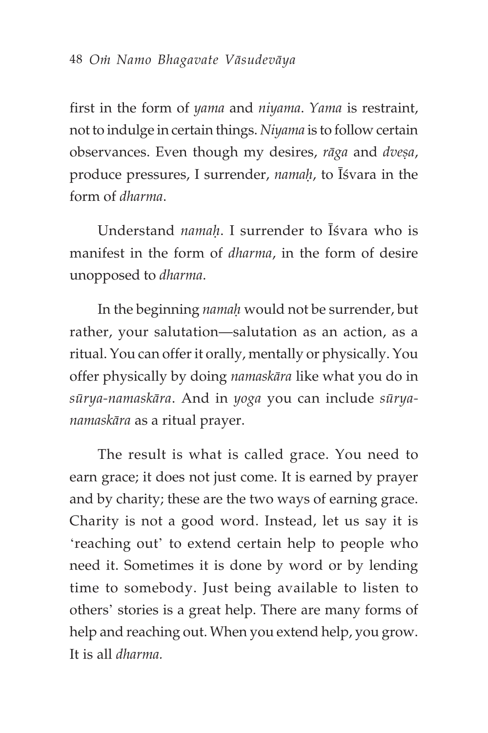first in the form of *yama* and *niyama*. *Yama* is restraint, not to indulge in certain things. *Niyama* is to follow certain observances. Even though my desires, *rāga* and *dveṣa*, produce pressures, I surrender, *namaḥ*, to Īśvara in the form of *dharma*.

Understand *namaḥ*. I surrender to Īśvara who is manifest in the form of *dharma*, in the form of desire unopposed to *dharma*.

In the beginning *namaḥ* would not be surrender, but rather, your salutation—salutation as an action, as a ritual. You can offer it orally, mentally or physically. You offer physically by doing *namaskāra* like what you do in *sūrya-namaskāra*. And in *yoga* you can include *sūrya-namaskāra* as a ritual prayer.

The result is what is called grace. You need to earn grace; it does not just come. It is earned by prayer and by charity; these are the two ways of earning grace. Charity is not a good word. Instead, let us say it is 'reaching out' to extend certain help to people who need it. Sometimes it is done by word or by lending time to somebody. Just being available to listen to others' stories is a great help. There are many forms of help and reaching out. When you extend help, you grow. It is all *dharma.*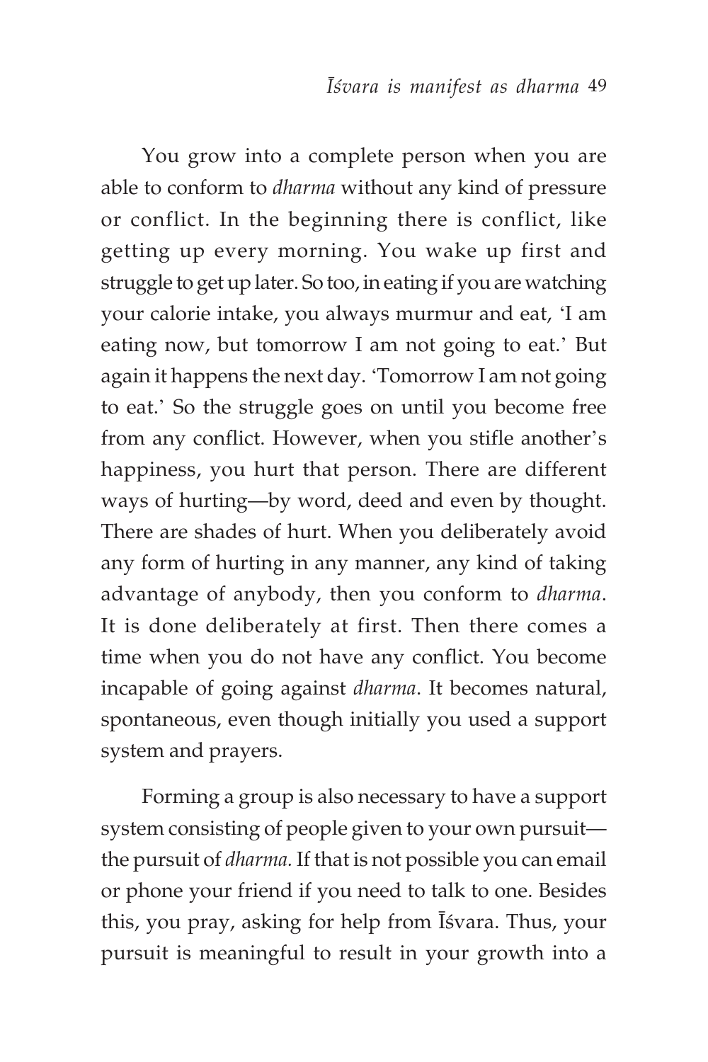You grow into a complete person when you are able to conform to *dharma* without any kind of pressure or conflict. In the beginning there is conflict, like getting up every morning. You wake up first and struggle to get up later. So too, in eating if you are watching your calorie intake, you always murmur and eat, 'I am eating now, but tomorrow I am not going to eat.' But again it happens the next day. 'Tomorrow I am not going to eat.' So the struggle goes on until you become free from any conflict. However, when you stifle another's happiness, you hurt that person. There are different ways of hurting—by word, deed and even by thought. There are shades of hurt. When you deliberately avoid any form of hurting in any manner, any kind of taking advantage of anybody, then you conform to *dharma*. It is done deliberately at first. Then there comes a time when you do not have any conflict. You become incapable of going against *dharma*. It becomes natural, spontaneous, even though initially you used a support system and prayers.

Forming a group is also necessary to have a support system consisting of people given to your own pursuit—the pursuit of *dharma.* If that is not possible you can email or phone your friend if you need to talk to one. Besides this, you pray, asking for help from Īśvara. Thus, your pursuit is meaningful to result in your growth into a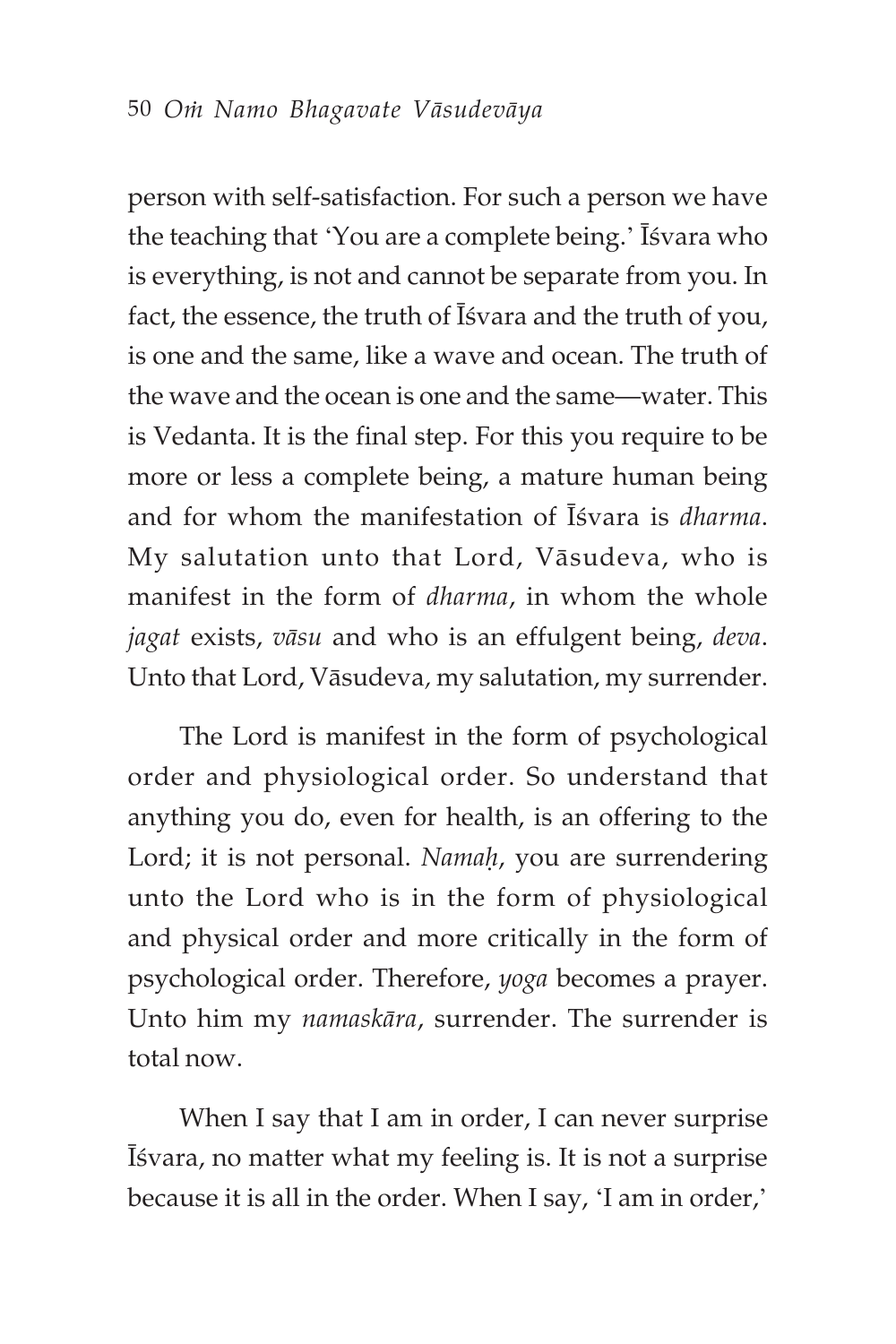person with self-satisfaction. For such a person we have the teaching that 'You are a complete being.' Īśvara who is everything, is not and cannot be separate from you. In fact, the essence, the truth of Īśvara and the truth of you, is one and the same, like a wave and ocean. The truth of the wave and the ocean is one and the same—water. This is Vedanta. It is the final step. For this you require to be more or less a complete being, a mature human being and for whom the manifestation of Īśvara is *dharma*. My salutation unto that Lord, Vāsudeva, who is manifest in the form of *dharma*, in whom the whole *jagat* exists, *vāsu* and who is an effulgent being, *deva*. Unto that Lord, Vāsudeva, my salutation, my surrender.

The Lord is manifest in the form of psychological order and physiological order. So understand that anything you do, even for health, is an offering to the Lord; it is not personal. *Namaḥ*, you are surrendering unto the Lord who is in the form of physiological and physical order and more critically in the form of psychological order. Therefore, *yoga* becomes a prayer. Unto him my *namaskāra*, surrender. The surrender is total now.

When I say that I am in order, I can never surprise Īśvara, no matter what my feeling is. It is not a surprise because it is all in the order. When I say, 'I am in order,'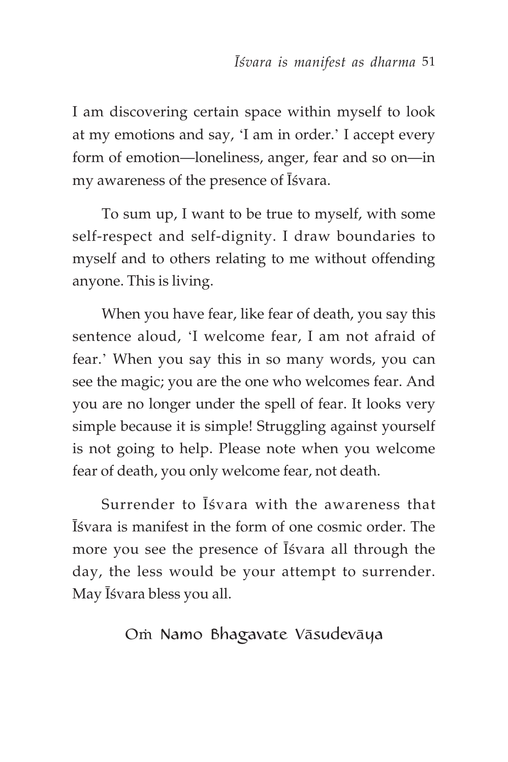I am discovering certain space within myself to look at my emotions and say, 'I am in order.' I accept every form of emotion—loneliness, anger, fear and so on—in my awareness of the presence of Īśvara.

To sum up, I want to be true to myself, with some self-respect and self-dignity. I draw boundaries to myself and to others relating to me without offending anyone. This is living.

When you have fear, like fear of death, you say this sentence aloud, 'I welcome fear, I am not afraid of fear.' When you say this in so many words, you can see the magic; you are the one who welcomes fear. And you are no longer under the spell of fear. It looks very simple because it is simple! Struggling against yourself is not going to help. Please note when you welcome fear of death, you only welcome fear, not death.

Surrender to Īśvara with the awareness that Īśvara is manifest in the form of one cosmic order. The more you see the presence of Īśvara all through the day, the less would be your attempt to surrender. May Īśvara bless you all.

Oṁ Namo Bhagavate Vāsudevāya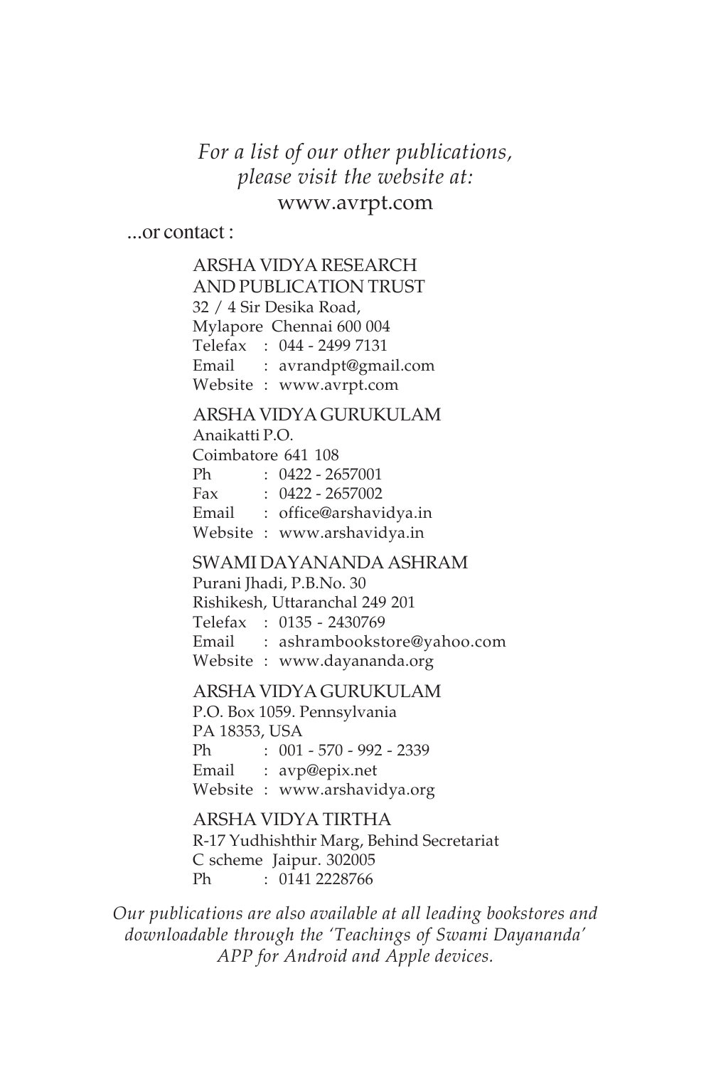*For a list of our other publications, please visit the website at:*
www.avrpt.com

...or contact :

ARSHA VIDYA RESEARCH
AND PUBLICATION TRUST
32 / 4 Sir Desika Road,
Mylapore Chennai 600 004
Telefax : 044 - 2499 7131
Email : avrandpt@gmail.com
Website : www.avrpt.com

ARSHA VIDYA GURUKULAM
Anaikatti P.O.
Coimbatore 641 108
Ph : 0422 - 2657001
Fax : 0422 - 2657002
Email : office@arshavidya.in
Website : www.arshavidya.in

SWAMI DAYANANDA ASHRAM
Purani Jhadi, P.B.No. 30
Rishikesh, Uttaranchal 249 201
Telefax : 0135 - 2430769
Email : ashrambookstore@yahoo.com
Website : www.dayananda.org

ARSHA VIDYA GURUKULAM
P.O. Box 1059. Pennsylvania
PA 18353, USA
Ph : 001 - 570 - 992 - 2339
Email : avp@epix.net
Website : www.arshavidya.org

ARSHA VIDYA TIRTHA
R-17 Yudhishthir Marg, Behind Secretariat
C scheme Jaipur. 302005
Ph : 0141 2228766

*Our publications are also available at all leading bookstores and downloadable through the 'Teachings of Swami Dayananda' APP for Android and Apple devices.*